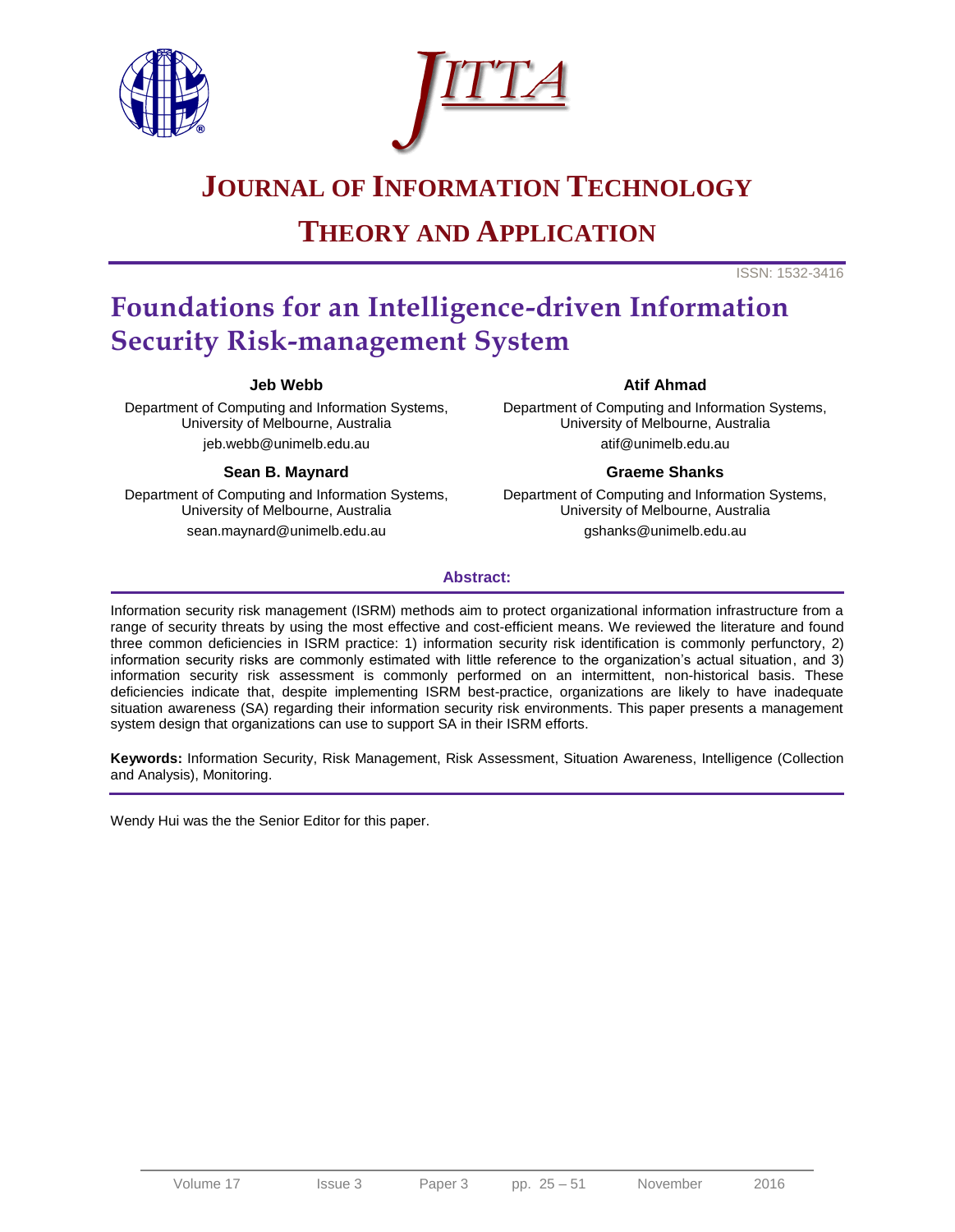# JOURNAL OF INFORMATION TECHNOLOGY THEORY AND APPLICATION

ISSN: 1532-3416

# Foundations for an Intelligence-driven Information Security Risk-management System

**Jeb Webb**
Department of Computing and Information Systems, University of Melbourne, Australia
jeb.webb@unimelb.edu.au

**Atif Ahmad**
Department of Computing and Information Systems, University of Melbourne, Australia
atif@unimelb.edu.au

**Sean B. Maynard**
Department of Computing and Information Systems, University of Melbourne, Australia
sean.maynard@unimelb.edu.au

**Graeme Shanks**
Department of Computing and Information Systems, University of Melbourne, Australia
gshanks@unimelb.edu.au

**Abstract:**

Information security risk management (ISRM) methods aim to protect organizational information infrastructure from a range of security threats by using the most effective and cost-efficient means. We reviewed the literature and found three common deficiencies in ISRM practice: 1) information security risk identification is commonly perfunctory, 2) information security risks are commonly estimated with little reference to the organization's actual situation, and 3) information security risk assessment is commonly performed on an intermittent, non-historical basis. These deficiencies indicate that, despite implementing ISRM best-practice, organizations are likely to have inadequate situation awareness (SA) regarding their information security risk environments. This paper presents a management system design that organizations can use to support SA in their ISRM efforts.

**Keywords:** Information Security, Risk Management, Risk Assessment, Situation Awareness, Intelligence (Collection and Analysis), Monitoring.

Wendy Hui was the the Senior Editor for this paper.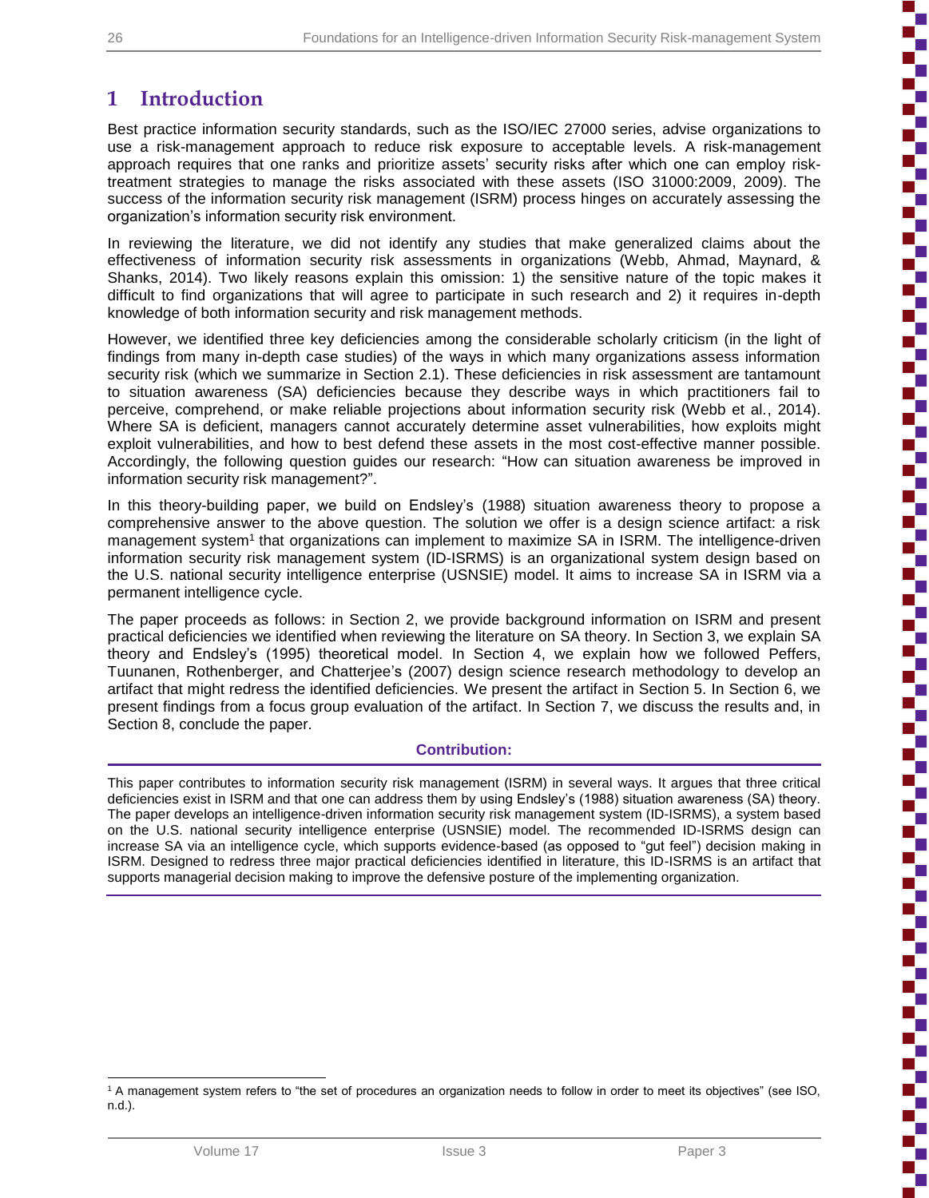## 1 Introduction

Best practice information security standards, such as the ISO/IEC 27000 series, advise organizations to use a risk-management approach to reduce risk exposure to acceptable levels. A risk-management approach requires that one ranks and prioritize assets' security risks after which one can employ risk-treatment strategies to manage the risks associated with these assets (ISO 31000:2009, 2009). The success of the information security risk management (ISRM) process hinges on accurately assessing the organization's information security risk environment.

In reviewing the literature, we did not identify any studies that make generalized claims about the effectiveness of information security risk assessments in organizations (Webb, Ahmad, Maynard, & Shanks, 2014). Two likely reasons explain this omission: 1) the sensitive nature of the topic makes it difficult to find organizations that will agree to participate in such research and 2) it requires in-depth knowledge of both information security and risk management methods.

However, we identified three key deficiencies among the considerable scholarly criticism (in the light of findings from many in-depth case studies) of the ways in which many organizations assess information security risk (which we summarize in Section 2.1). These deficiencies in risk assessment are tantamount to situation awareness (SA) deficiencies because they describe ways in which practitioners fail to perceive, comprehend, or make reliable projections about information security risk (Webb et al., 2014). Where SA is deficient, managers cannot accurately determine asset vulnerabilities, how exploits might exploit vulnerabilities, and how to best defend these assets in the most cost-effective manner possible. Accordingly, the following question guides our research: "How can situation awareness be improved in information security risk management?".

In this theory-building paper, we build on Endsley's (1988) situation awareness theory to propose a comprehensive answer to the above question. The solution we offer is a design science artifact: a risk management system[1] that organizations can implement to maximize SA in ISRM. The intelligence-driven information security risk management system (ID-ISRMS) is an organizational system design based on the U.S. national security intelligence enterprise (USNSIE) model. It aims to increase SA in ISRM via a permanent intelligence cycle.

The paper proceeds as follows: in Section 2, we provide background information on ISRM and present practical deficiencies we identified when reviewing the literature on SA theory. In Section 3, we explain SA theory and Endsley's (1995) theoretical model. In Section 4, we explain how we followed Peffers, Tuunanen, Rothenberger, and Chatterjee's (2007) design science research methodology to develop an artifact that might redress the identified deficiencies. We present the artifact in Section 5. In Section 6, we present findings from a focus group evaluation of the artifact. In Section 7, we discuss the results and, in Section 8, conclude the paper.

**Contribution:**

This paper contributes to information security risk management (ISRM) in several ways. It argues that three critical deficiencies exist in ISRM and that one can address them by using Endsley's (1988) situation awareness (SA) theory. The paper develops an intelligence-driven information security risk management system (ID-ISRMS), a system based on the U.S. national security intelligence enterprise (USNSIE) model. The recommended ID-ISRMS design can increase SA via an intelligence cycle, which supports evidence-based (as opposed to "gut feel") decision making in ISRM. Designed to redress three major practical deficiencies identified in literature, this ID-ISRMS is an artifact that supports managerial decision making to improve the defensive posture of the implementing organization.

---

[1] A management system refers to "the set of procedures an organization needs to follow in order to meet its objectives" (see ISO, n.d.).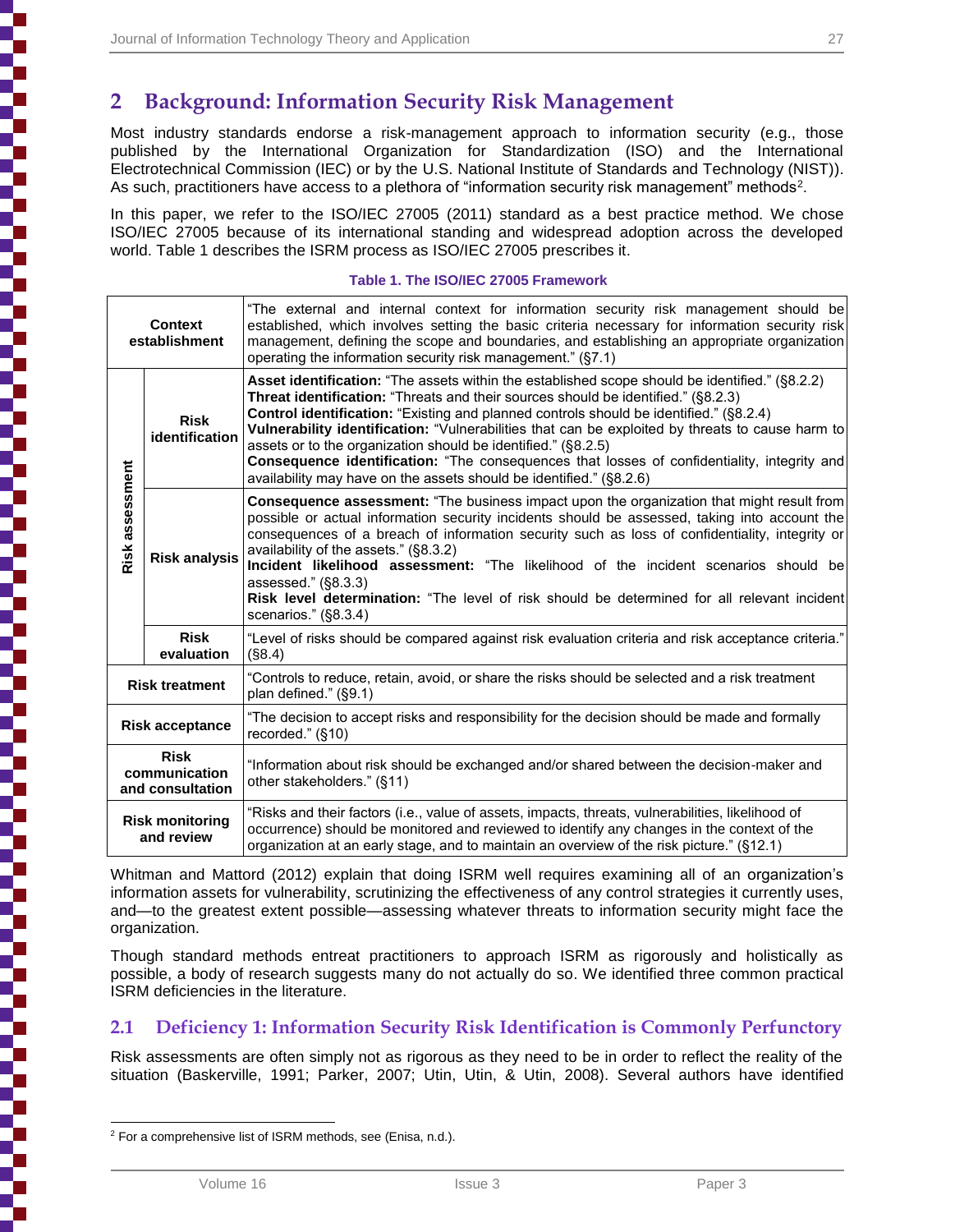## 2 Background: Information Security Risk Management

Most industry standards endorse a risk-management approach to information security (e.g., those published by the International Organization for Standardization (ISO) and the International Electrotechnical Commission (IEC) or by the U.S. National Institute of Standards and Technology (NIST)). As such, practitioners have access to a plethora of "information security risk management" methods[2].

In this paper, we refer to the ISO/IEC 27005 (2011) standard as a best practice method. We chose ISO/IEC 27005 because of its international standing and widespread adoption across the developed world. Table 1 describes the ISRM process as ISO/IEC 27005 prescribes it.

**Table 1. The ISO/IEC 27005 Framework**

| | | |
|---|---|---|
| **Context establishment** | | "The external and internal context for information security risk management should be established, which involves setting the basic criteria necessary for information security risk management, defining the scope and boundaries, and establishing an appropriate organization operating the information security risk management." (§7.1) |
| **Risk assessment** | **Risk identification** | **Asset identification:** "The assets within the established scope should be identified." (§8.2.2) **Threat identification:** "Threats and their sources should be identified." (§8.2.3) **Control identification:** "Existing and planned controls should be identified." (§8.2.4) **Vulnerability identification:** "Vulnerabilities that can be exploited by threats to cause harm to assets or to the organization should be identified." (§8.2.5) **Consequence identification:** "The consequences that losses of confidentiality, integrity and availability may have on the assets should be identified." (§8.2.6) |
| | **Risk analysis** | **Consequence assessment:** "The business impact upon the organization that might result from possible or actual information security incidents should be assessed, taking into account the consequences of a breach of information security such as loss of confidentiality, integrity or availability of the assets." (§8.3.2) **Incident likelihood assessment:** "The likelihood of the incident scenarios should be assessed." (§8.3.3) **Risk level determination:** "The level of risk should be determined for all relevant incident scenarios." (§8.3.4) |
| | **Risk evaluation** | "Level of risks should be compared against risk evaluation criteria and risk acceptance criteria." (§8.4) |
| **Risk treatment** | | "Controls to reduce, retain, avoid, or share the risks should be selected and a risk treatment plan defined." (§9.1) |
| **Risk acceptance** | | "The decision to accept risks and responsibility for the decision should be made and formally recorded." (§10) |
| **Risk communication and consultation** | | "Information about risk should be exchanged and/or shared between the decision-maker and other stakeholders." (§11) |
| **Risk monitoring and review** | | "Risks and their factors (i.e., value of assets, impacts, threats, vulnerabilities, likelihood of occurrence) should be monitored and reviewed to identify any changes in the context of the organization at an early stage, and to maintain an overview of the risk picture." (§12.1) |

Whitman and Mattord (2012) explain that doing ISRM well requires examining all of an organization's information assets for vulnerability, scrutinizing the effectiveness of any control strategies it currently uses, and—to the greatest extent possible—assessing whatever threats to information security might face the organization.

Though standard methods entreat practitioners to approach ISRM as rigorously and holistically as possible, a body of research suggests many do not actually do so. We identified three common practical ISRM deficiencies in the literature.

### 2.1 Deficiency 1: Information Security Risk Identification is Commonly Perfunctory

Risk assessments are often simply not as rigorous as they need to be in order to reflect the reality of the situation (Baskerville, 1991; Parker, 2007; Utin, Utin, & Utin, 2008). Several authors have identified

[2] For a comprehensive list of ISRM methods, see (Enisa, n.d.).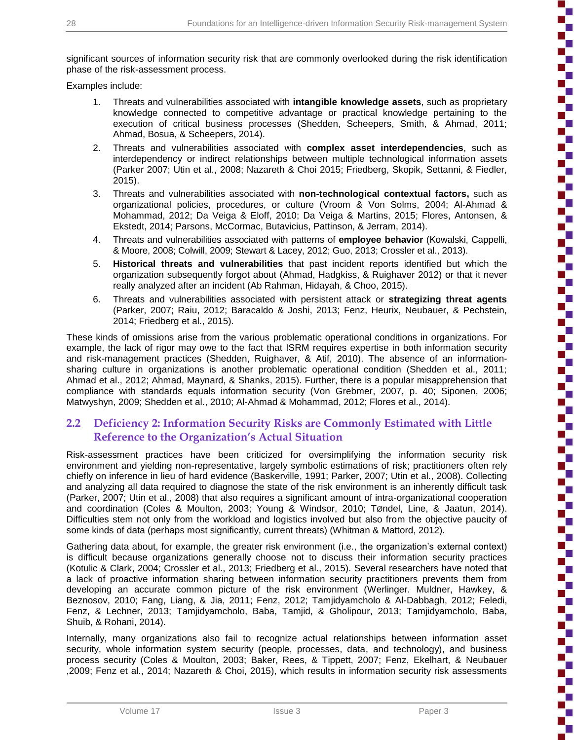significant sources of information security risk that are commonly overlooked during the risk identification phase of the risk-assessment process.

Examples include:

1. Threats and vulnerabilities associated with **intangible knowledge assets**, such as proprietary knowledge connected to competitive advantage or practical knowledge pertaining to the execution of critical business processes (Shedden, Scheepers, Smith, & Ahmad, 2011; Ahmad, Bosua, & Scheepers, 2014).
2. Threats and vulnerabilities associated with **complex asset interdependencies**, such as interdependency or indirect relationships between multiple technological information assets (Parker 2007; Utin et al., 2008; Nazareth & Choi 2015; Friedberg, Skopik, Settanni, & Fiedler, 2015).
3. Threats and vulnerabilities associated with **non-technological contextual factors,** such as organizational policies, procedures, or culture (Vroom & Von Solms, 2004; Al-Ahmad & Mohammad, 2012; Da Veiga & Eloff, 2010; Da Veiga & Martins, 2015; Flores, Antonsen, & Ekstedt, 2014; Parsons, McCormac, Butavicius, Pattinson, & Jerram, 2014).
4. Threats and vulnerabilities associated with patterns of **employee behavior** (Kowalski, Cappelli, & Moore, 2008; Colwill, 2009; Stewart & Lacey, 2012; Guo, 2013; Crossler et al., 2013).
5. **Historical threats and vulnerabilities** that past incident reports identified but which the organization subsequently forgot about (Ahmad, Hadgkiss, & Ruighaver 2012) or that it never really analyzed after an incident (Ab Rahman, Hidayah, & Choo, 2015).
6. Threats and vulnerabilities associated with persistent attack or **strategizing threat agents** (Parker, 2007; Raiu, 2012; Baracaldo & Joshi, 2013; Fenz, Heurix, Neubauer, & Pechstein, 2014; Friedberg et al., 2015).

These kinds of omissions arise from the various problematic operational conditions in organizations. For example, the lack of rigor may owe to the fact that ISRM requires expertise in both information security and risk-management practices (Shedden, Ruighaver, & Atif, 2010). The absence of an information-sharing culture in organizations is another problematic operational condition (Shedden et al., 2011; Ahmad et al., 2012; Ahmad, Maynard, & Shanks, 2015). Further, there is a popular misapprehension that compliance with standards equals information security (Von Grebmer, 2007, p. 40; Siponen, 2006; Matwyshyn, 2009; Shedden et al., 2010; Al-Ahmad & Mohammad, 2012; Flores et al., 2014).

## 2.2 Deficiency 2: Information Security Risks are Commonly Estimated with Little Reference to the Organization's Actual Situation

Risk-assessment practices have been criticized for oversimplifying the information security risk environment and yielding non-representative, largely symbolic estimations of risk; practitioners often rely chiefly on inference in lieu of hard evidence (Baskerville, 1991; Parker, 2007; Utin et al., 2008). Collecting and analyzing all data required to diagnose the state of the risk environment is an inherently difficult task (Parker, 2007; Utin et al., 2008) that also requires a significant amount of intra-organizational cooperation and coordination (Coles & Moulton, 2003; Young & Windsor, 2010; Tøndel, Line, & Jaatun, 2014). Difficulties stem not only from the workload and logistics involved but also from the objective paucity of some kinds of data (perhaps most significantly, current threats) (Whitman & Mattord, 2012).

Gathering data about, for example, the greater risk environment (i.e., the organization's external context) is difficult because organizations generally choose not to discuss their information security practices (Kotulic & Clark, 2004; Crossler et al., 2013; Friedberg et al., 2015). Several researchers have noted that a lack of proactive information sharing between information security practitioners prevents them from developing an accurate common picture of the risk environment (Werlinger. Muldner, Hawkey, & Beznosov, 2010; Fang, Liang, & Jia, 2011; Fenz, 2012; Tamjidyamcholo & Al-Dabbagh, 2012; Feledi, Fenz, & Lechner, 2013; Tamjidyamcholo, Baba, Tamjid, & Gholipour, 2013; Tamjidyamcholo, Baba, Shuib, & Rohani, 2014).

Internally, many organizations also fail to recognize actual relationships between information asset security, whole information system security (people, processes, data, and technology), and business process security (Coles & Moulton, 2003; Baker, Rees, & Tippett, 2007; Fenz, Ekelhart, & Neubauer ,2009; Fenz et al., 2014; Nazareth & Choi, 2015), which results in information security risk assessments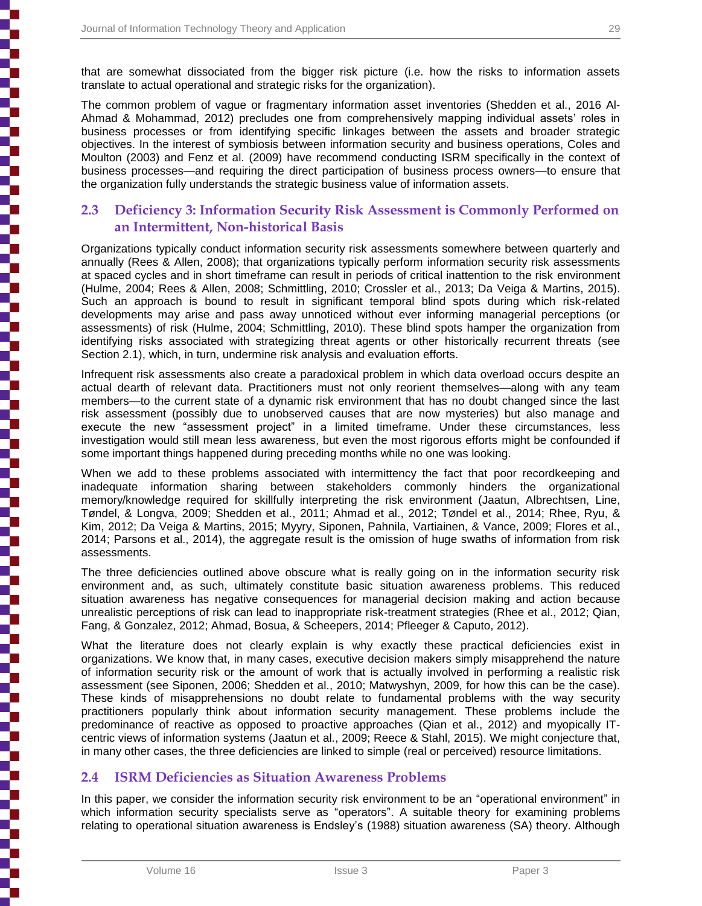that are somewhat dissociated from the bigger risk picture (i.e. how the risks to information assets translate to actual operational and strategic risks for the organization).

The common problem of vague or fragmentary information asset inventories (Shedden et al., 2016 Al-Ahmad & Mohammad, 2012) precludes one from comprehensively mapping individual assets' roles in business processes or from identifying specific linkages between the assets and broader strategic objectives. In the interest of symbiosis between information security and business operations, Coles and Moulton (2003) and Fenz et al. (2009) have recommend conducting ISRM specifically in the context of business processes—and requiring the direct participation of business process owners—to ensure that the organization fully understands the strategic business value of information assets.

## 2.3 Deficiency 3: Information Security Risk Assessment is Commonly Performed on an Intermittent, Non-historical Basis

Organizations typically conduct information security risk assessments somewhere between quarterly and annually (Rees & Allen, 2008); that organizations typically perform information security risk assessments at spaced cycles and in short timeframe can result in periods of critical inattention to the risk environment (Hulme, 2004; Rees & Allen, 2008; Schmittling, 2010; Crossler et al., 2013; Da Veiga & Martins, 2015). Such an approach is bound to result in significant temporal blind spots during which risk-related developments may arise and pass away unnoticed without ever informing managerial perceptions (or assessments) of risk (Hulme, 2004; Schmittling, 2010). These blind spots hamper the organization from identifying risks associated with strategizing threat agents or other historically recurrent threats (see Section 2.1), which, in turn, undermine risk analysis and evaluation efforts.

Infrequent risk assessments also create a paradoxical problem in which data overload occurs despite an actual dearth of relevant data. Practitioners must not only reorient themselves—along with any team members—to the current state of a dynamic risk environment that has no doubt changed since the last risk assessment (possibly due to unobserved causes that are now mysteries) but also manage and execute the new "assessment project" in a limited timeframe. Under these circumstances, less investigation would still mean less awareness, but even the most rigorous efforts might be confounded if some important things happened during preceding months while no one was looking.

When we add to these problems associated with intermittency the fact that poor recordkeeping and inadequate information sharing between stakeholders commonly hinders the organizational memory/knowledge required for skillfully interpreting the risk environment (Jaatun, Albrechtsen, Line, Tøndel, & Longva, 2009; Shedden et al., 2011; Ahmad et al., 2012; Tøndel et al., 2014; Rhee, Ryu, & Kim, 2012; Da Veiga & Martins, 2015; Myyry, Siponen, Pahnila, Vartiainen, & Vance, 2009; Flores et al., 2014; Parsons et al., 2014), the aggregate result is the omission of huge swaths of information from risk assessments.

The three deficiencies outlined above obscure what is really going on in the information security risk environment and, as such, ultimately constitute basic situation awareness problems. This reduced situation awareness has negative consequences for managerial decision making and action because unrealistic perceptions of risk can lead to inappropriate risk-treatment strategies (Rhee et al., 2012; Qian, Fang, & Gonzalez, 2012; Ahmad, Bosua, & Scheepers, 2014; Pfleeger & Caputo, 2012).

What the literature does not clearly explain is why exactly these practical deficiencies exist in organizations. We know that, in many cases, executive decision makers simply misapprehend the nature of information security risk or the amount of work that is actually involved in performing a realistic risk assessment (see Siponen, 2006; Shedden et al., 2010; Matwyshyn, 2009, for how this can be the case). These kinds of misapprehensions no doubt relate to fundamental problems with the way security practitioners popularly think about information security management. These problems include the predominance of reactive as opposed to proactive approaches (Qian et al., 2012) and myopically IT-centric views of information systems (Jaatun et al., 2009; Reece & Stahl, 2015). We might conjecture that, in many other cases, the three deficiencies are linked to simple (real or perceived) resource limitations.

## 2.4 ISRM Deficiencies as Situation Awareness Problems

In this paper, we consider the information security risk environment to be an "operational environment" in which information security specialists serve as "operators". A suitable theory for examining problems relating to operational situation awareness is Endsley's (1988) situation awareness (SA) theory. Although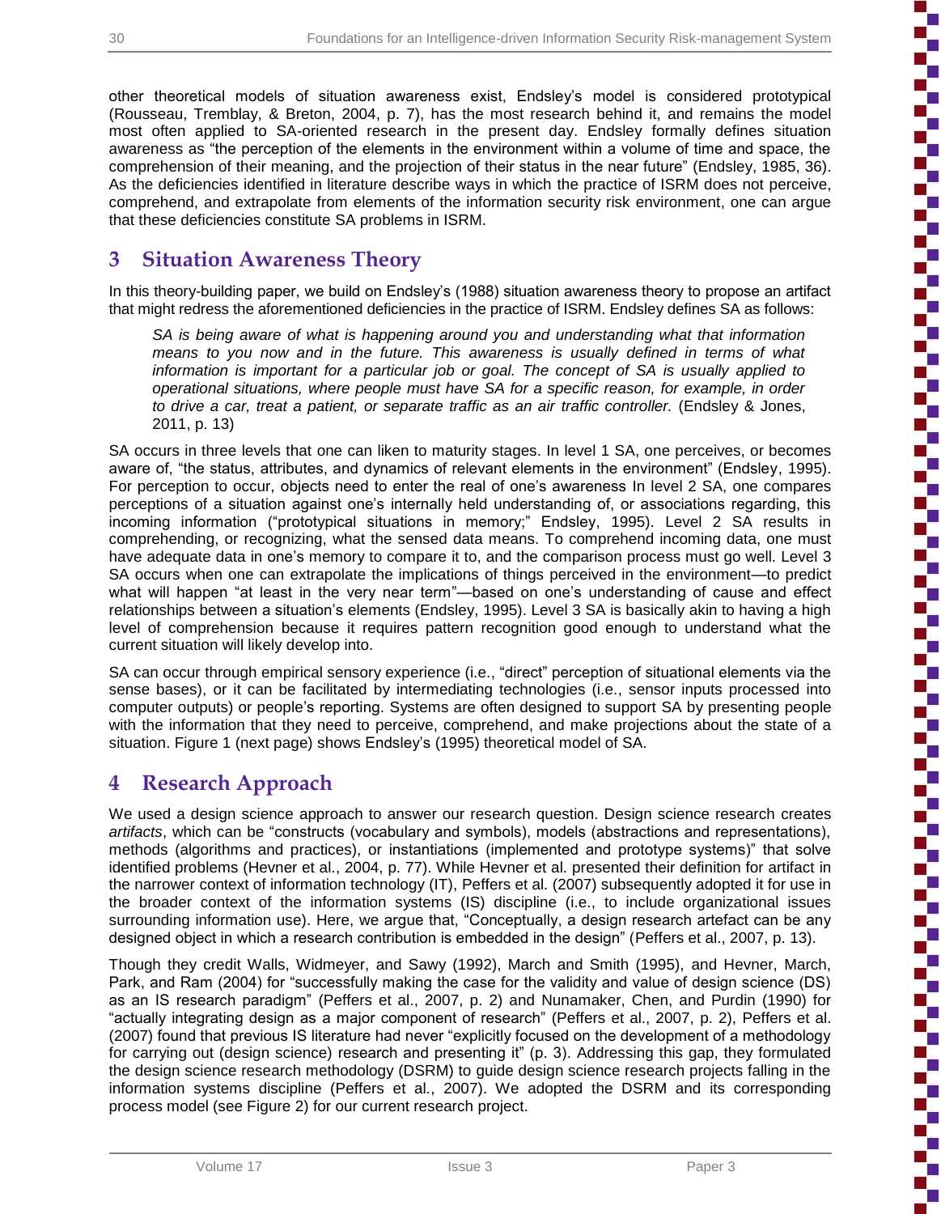other theoretical models of situation awareness exist, Endsley's model is considered prototypical (Rousseau, Tremblay, & Breton, 2004, p. 7), has the most research behind it, and remains the model most often applied to SA-oriented research in the present day. Endsley formally defines situation awareness as "the perception of the elements in the environment within a volume of time and space, the comprehension of their meaning, and the projection of their status in the near future" (Endsley, 1985, 36). As the deficiencies identified in literature describe ways in which the practice of ISRM does not perceive, comprehend, and extrapolate from elements of the information security risk environment, one can argue that these deficiencies constitute SA problems in ISRM.

## 3 Situation Awareness Theory

In this theory-building paper, we build on Endsley's (1988) situation awareness theory to propose an artifact that might redress the aforementioned deficiencies in the practice of ISRM. Endsley defines SA as follows:

> *SA is being aware of what is happening around you and understanding what that information means to you now and in the future. This awareness is usually defined in terms of what information is important for a particular job or goal. The concept of SA is usually applied to operational situations, where people must have SA for a specific reason, for example, in order to drive a car, treat a patient, or separate traffic as an air traffic controller.* (Endsley & Jones, 2011, p. 13)

SA occurs in three levels that one can liken to maturity stages. In level 1 SA, one perceives, or becomes aware of, "the status, attributes, and dynamics of relevant elements in the environment" (Endsley, 1995). For perception to occur, objects need to enter the real of one's awareness In level 2 SA, one compares perceptions of a situation against one's internally held understanding of, or associations regarding, this incoming information ("prototypical situations in memory;" Endsley, 1995). Level 2 SA results in comprehending, or recognizing, what the sensed data means. To comprehend incoming data, one must have adequate data in one's memory to compare it to, and the comparison process must go well. Level 3 SA occurs when one can extrapolate the implications of things perceived in the environment—to predict what will happen "at least in the very near term"—based on one's understanding of cause and effect relationships between a situation's elements (Endsley, 1995). Level 3 SA is basically akin to having a high level of comprehension because it requires pattern recognition good enough to understand what the current situation will likely develop into.

SA can occur through empirical sensory experience (i.e., "direct" perception of situational elements via the sense bases), or it can be facilitated by intermediating technologies (i.e., sensor inputs processed into computer outputs) or people's reporting. Systems are often designed to support SA by presenting people with the information that they need to perceive, comprehend, and make projections about the state of a situation. Figure 1 (next page) shows Endsley's (1995) theoretical model of SA.

## 4 Research Approach

We used a design science approach to answer our research question. Design science research creates *artifacts*, which can be "constructs (vocabulary and symbols), models (abstractions and representations), methods (algorithms and practices), or instantiations (implemented and prototype systems)" that solve identified problems (Hevner et al., 2004, p. 77). While Hevner et al. presented their definition for artifact in the narrower context of information technology (IT), Peffers et al. (2007) subsequently adopted it for use in the broader context of the information systems (IS) discipline (i.e., to include organizational issues surrounding information use). Here, we argue that, "Conceptually, a design research artefact can be any designed object in which a research contribution is embedded in the design" (Peffers et al., 2007, p. 13).

Though they credit Walls, Widmeyer, and Sawy (1992), March and Smith (1995), and Hevner, March, Park, and Ram (2004) for "successfully making the case for the validity and value of design science (DS) as an IS research paradigm" (Peffers et al., 2007, p. 2) and Nunamaker, Chen, and Purdin (1990) for "actually integrating design as a major component of research" (Peffers et al., 2007, p. 2), Peffers et al. (2007) found that previous IS literature had never "explicitly focused on the development of a methodology for carrying out (design science) research and presenting it" (p. 3). Addressing this gap, they formulated the design science research methodology (DSRM) to guide design science research projects falling in the information systems discipline (Peffers et al., 2007). We adopted the DSRM and its corresponding process model (see Figure 2) for our current research project.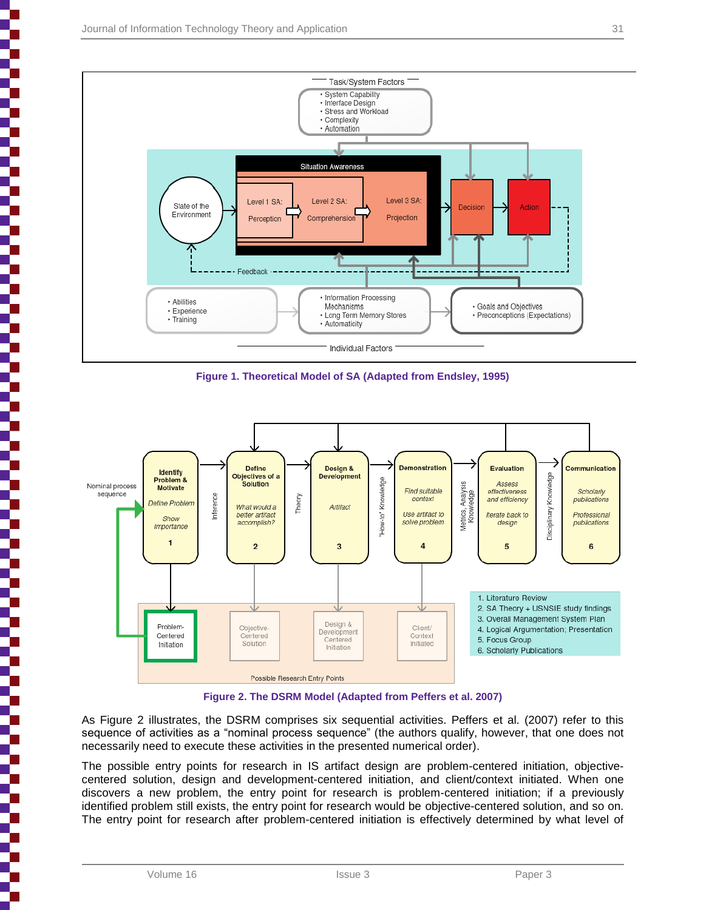Figure 1. Theoretical Model of SA (Adapted from Endsley, 1995)

Figure 2. The DSRM Model (Adapted from Peffers et al. 2007)

As Figure 2 illustrates, the DSRM comprises six sequential activities. Peffers et al. (2007) refer to this sequence of activities as a "nominal process sequence" (the authors qualify, however, that one does not necessarily need to execute these activities in the presented numerical order).

The possible entry points for research in IS artifact design are problem-centered initiation, objective-centered solution, design and development-centered initiation, and client/context initiated. When one discovers a new problem, the entry point for research is problem-centered initiation; if a previously identified problem still exists, the entry point for research would be objective-centered solution, and so on. The entry point for research after problem-centered initiation is effectively determined by what level of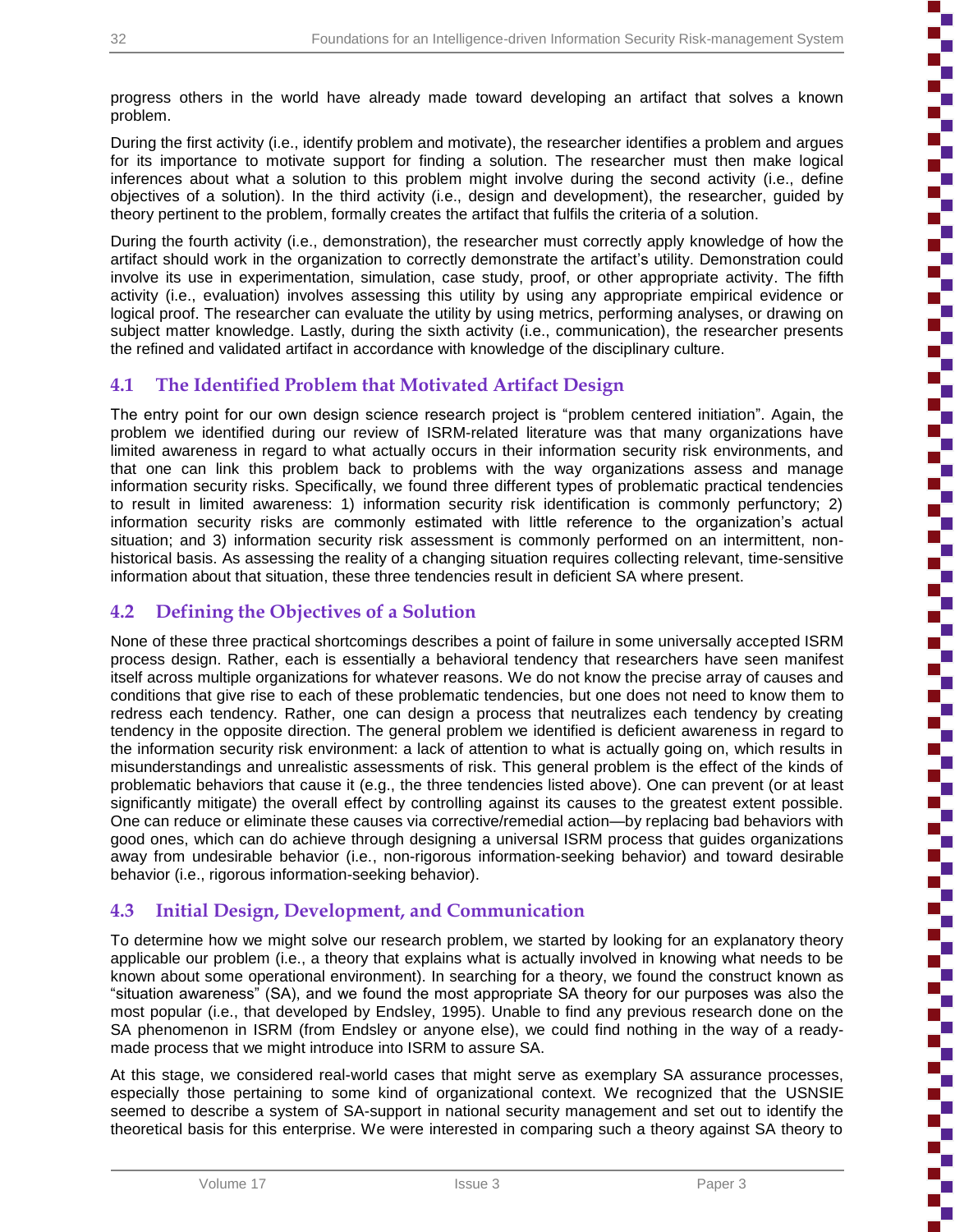progress others in the world have already made toward developing an artifact that solves a known problem.

During the first activity (i.e., identify problem and motivate), the researcher identifies a problem and argues for its importance to motivate support for finding a solution. The researcher must then make logical inferences about what a solution to this problem might involve during the second activity (i.e., define objectives of a solution). In the third activity (i.e., design and development), the researcher, guided by theory pertinent to the problem, formally creates the artifact that fulfils the criteria of a solution.

During the fourth activity (i.e., demonstration), the researcher must correctly apply knowledge of how the artifact should work in the organization to correctly demonstrate the artifact's utility. Demonstration could involve its use in experimentation, simulation, case study, proof, or other appropriate activity. The fifth activity (i.e., evaluation) involves assessing this utility by using any appropriate empirical evidence or logical proof. The researcher can evaluate the utility by using metrics, performing analyses, or drawing on subject matter knowledge. Lastly, during the sixth activity (i.e., communication), the researcher presents the refined and validated artifact in accordance with knowledge of the disciplinary culture.

## 4.1 The Identified Problem that Motivated Artifact Design

The entry point for our own design science research project is "problem centered initiation". Again, the problem we identified during our review of ISRM-related literature was that many organizations have limited awareness in regard to what actually occurs in their information security risk environments, and that one can link this problem back to problems with the way organizations assess and manage information security risks. Specifically, we found three different types of problematic practical tendencies to result in limited awareness: 1) information security risk identification is commonly perfunctory; 2) information security risks are commonly estimated with little reference to the organization's actual situation; and 3) information security risk assessment is commonly performed on an intermittent, non-historical basis. As assessing the reality of a changing situation requires collecting relevant, time-sensitive information about that situation, these three tendencies result in deficient SA where present.

## 4.2 Defining the Objectives of a Solution

None of these three practical shortcomings describes a point of failure in some universally accepted ISRM process design. Rather, each is essentially a behavioral tendency that researchers have seen manifest itself across multiple organizations for whatever reasons. We do not know the precise array of causes and conditions that give rise to each of these problematic tendencies, but one does not need to know them to redress each tendency. Rather, one can design a process that neutralizes each tendency by creating tendency in the opposite direction. The general problem we identified is deficient awareness in regard to the information security risk environment: a lack of attention to what is actually going on, which results in misunderstandings and unrealistic assessments of risk. This general problem is the effect of the kinds of problematic behaviors that cause it (e.g., the three tendencies listed above). One can prevent (or at least significantly mitigate) the overall effect by controlling against its causes to the greatest extent possible. One can reduce or eliminate these causes via corrective/remedial action—by replacing bad behaviors with good ones, which can do achieve through designing a universal ISRM process that guides organizations away from undesirable behavior (i.e., non-rigorous information-seeking behavior) and toward desirable behavior (i.e., rigorous information-seeking behavior).

## 4.3 Initial Design, Development, and Communication

To determine how we might solve our research problem, we started by looking for an explanatory theory applicable our problem (i.e., a theory that explains what is actually involved in knowing what needs to be known about some operational environment). In searching for a theory, we found the construct known as "situation awareness" (SA), and we found the most appropriate SA theory for our purposes was also the most popular (i.e., that developed by Endsley, 1995). Unable to find any previous research done on the SA phenomenon in ISRM (from Endsley or anyone else), we could find nothing in the way of a ready-made process that we might introduce into ISRM to assure SA.

At this stage, we considered real-world cases that might serve as exemplary SA assurance processes, especially those pertaining to some kind of organizational context. We recognized that the USNSIE seemed to describe a system of SA-support in national security management and set out to identify the theoretical basis for this enterprise. We were interested in comparing such a theory against SA theory to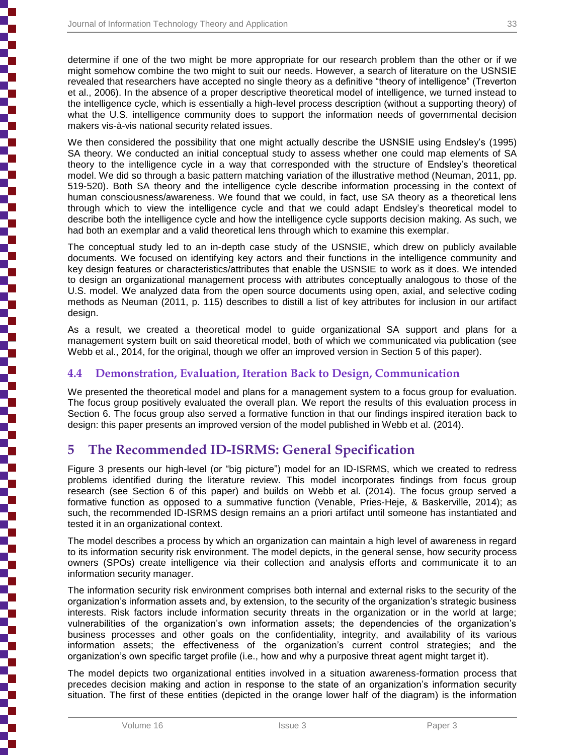determine if one of the two might be more appropriate for our research problem than the other or if we might somehow combine the two might to suit our needs. However, a search of literature on the USNSIE revealed that researchers have accepted no single theory as a definitive "theory of intelligence" (Treverton et al., 2006). In the absence of a proper descriptive theoretical model of intelligence, we turned instead to the intelligence cycle, which is essentially a high-level process description (without a supporting theory) of what the U.S. intelligence community does to support the information needs of governmental decision makers vis-à-vis national security related issues.

We then considered the possibility that one might actually describe the USNSIE using Endsley's (1995) SA theory. We conducted an initial conceptual study to assess whether one could map elements of SA theory to the intelligence cycle in a way that corresponded with the structure of Endsley's theoretical model. We did so through a basic pattern matching variation of the illustrative method (Neuman, 2011, pp. 519-520). Both SA theory and the intelligence cycle describe information processing in the context of human consciousness/awareness. We found that we could, in fact, use SA theory as a theoretical lens through which to view the intelligence cycle and that we could adapt Endsley's theoretical model to describe both the intelligence cycle and how the intelligence cycle supports decision making. As such, we had both an exemplar and a valid theoretical lens through which to examine this exemplar.

The conceptual study led to an in-depth case study of the USNSIE, which drew on publicly available documents. We focused on identifying key actors and their functions in the intelligence community and key design features or characteristics/attributes that enable the USNSIE to work as it does. We intended to design an organizational management process with attributes conceptually analogous to those of the U.S. model. We analyzed data from the open source documents using open, axial, and selective coding methods as Neuman (2011, p. 115) describes to distill a list of key attributes for inclusion in our artifact design.

As a result, we created a theoretical model to guide organizational SA support and plans for a management system built on said theoretical model, both of which we communicated via publication (see Webb et al., 2014, for the original, though we offer an improved version in Section 5 of this paper).

### 4.4 Demonstration, Evaluation, Iteration Back to Design, Communication

We presented the theoretical model and plans for a management system to a focus group for evaluation. The focus group positively evaluated the overall plan. We report the results of this evaluation process in Section 6. The focus group also served a formative function in that our findings inspired iteration back to design: this paper presents an improved version of the model published in Webb et al. (2014).

## 5 The Recommended ID-ISRMS: General Specification

Figure 3 presents our high-level (or "big picture") model for an ID-ISRMS, which we created to redress problems identified during the literature review. This model incorporates findings from focus group research (see Section 6 of this paper) and builds on Webb et al. (2014). The focus group served a formative function as opposed to a summative function (Venable, Pries-Heje, & Baskerville, 2014); as such, the recommended ID-ISRMS design remains an a priori artifact until someone has instantiated and tested it in an organizational context.

The model describes a process by which an organization can maintain a high level of awareness in regard to its information security risk environment. The model depicts, in the general sense, how security process owners (SPOs) create intelligence via their collection and analysis efforts and communicate it to an information security manager.

The information security risk environment comprises both internal and external risks to the security of the organization's information assets and, by extension, to the security of the organization's strategic business interests. Risk factors include information security threats in the organization or in the world at large; vulnerabilities of the organization's own information assets; the dependencies of the organization's business processes and other goals on the confidentiality, integrity, and availability of its various information assets; the effectiveness of the organization's current control strategies; and the organization's own specific target profile (i.e., how and why a purposive threat agent might target it).

The model depicts two organizational entities involved in a situation awareness-formation process that precedes decision making and action in response to the state of an organization's information security situation. The first of these entities (depicted in the orange lower half of the diagram) is the information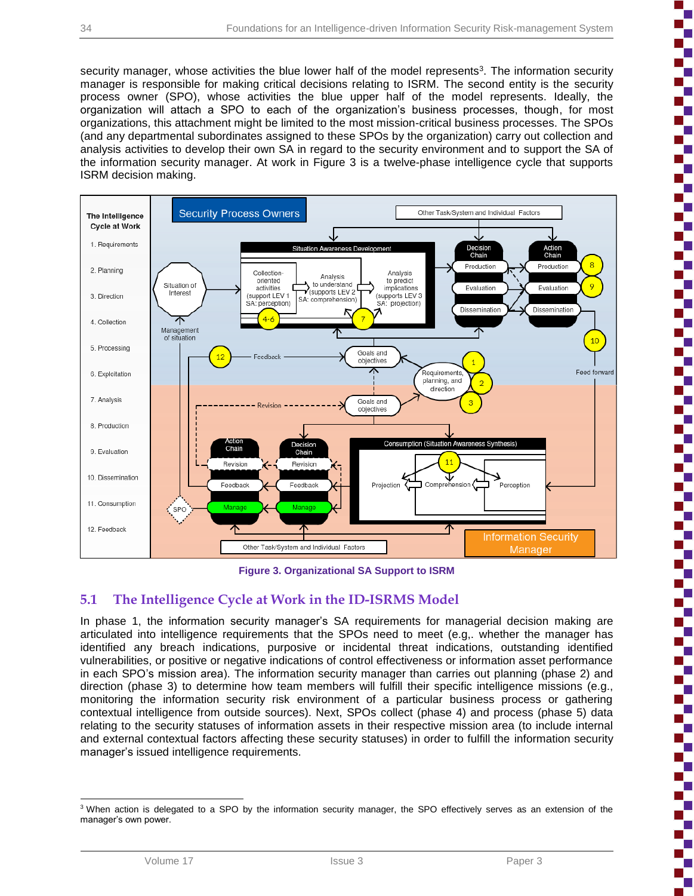security manager, whose activities the blue lower half of the model represents[3]. The information security manager is responsible for making critical decisions relating to ISRM. The second entity is the security process owner (SPO), whose activities the blue upper half of the model represents. Ideally, the organization will attach a SPO to each of the organization's business processes, though, for most organizations, this attachment might be limited to the most mission-critical business processes. The SPOs (and any departmental subordinates assigned to these SPOs by the organization) carry out collection and analysis activities to develop their own SA in regard to the security environment and to support the SA of the information security manager. At work in Figure 3 is a twelve-phase intelligence cycle that supports ISRM decision making.

**Figure 3. Organizational SA Support to ISRM**

## 5.1 The Intelligence Cycle at Work in the ID-ISRMS Model

In phase 1, the information security manager's SA requirements for managerial decision making are articulated into intelligence requirements that the SPOs need to meet (e.g,. whether the manager has identified any breach indications, purposive or incidental threat indications, outstanding identified vulnerabilities, or positive or negative indications of control effectiveness or information asset performance in each SPO's mission area). The information security manager than carries out planning (phase 2) and direction (phase 3) to determine how team members will fulfill their specific intelligence missions (e.g., monitoring the information security risk environment of a particular business process or gathering contextual intelligence from outside sources). Next, SPOs collect (phase 4) and process (phase 5) data relating to the security statuses of information assets in their respective mission area (to include internal and external contextual factors affecting these security statuses) in order to fulfill the information security manager's issued intelligence requirements.

[3] When action is delegated to a SPO by the information security manager, the SPO effectively serves as an extension of the manager's own power.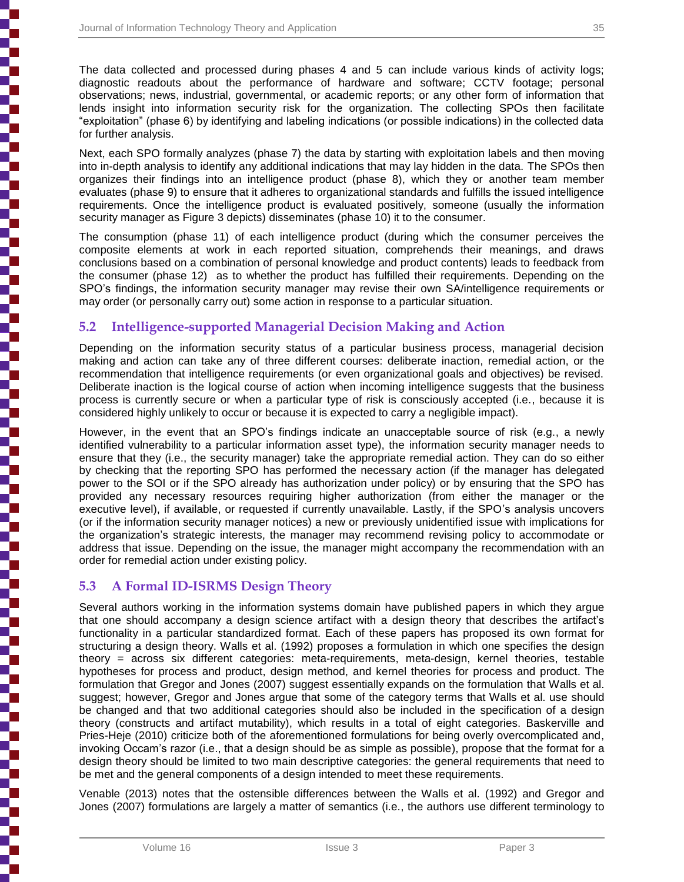The data collected and processed during phases 4 and 5 can include various kinds of activity logs; diagnostic readouts about the performance of hardware and software; CCTV footage; personal observations; news, industrial, governmental, or academic reports; or any other form of information that lends insight into information security risk for the organization. The collecting SPOs then facilitate "exploitation" (phase 6) by identifying and labeling indications (or possible indications) in the collected data for further analysis.

Next, each SPO formally analyzes (phase 7) the data by starting with exploitation labels and then moving into in-depth analysis to identify any additional indications that may lay hidden in the data. The SPOs then organizes their findings into an intelligence product (phase 8), which they or another team member evaluates (phase 9) to ensure that it adheres to organizational standards and fulfills the issued intelligence requirements. Once the intelligence product is evaluated positively, someone (usually the information security manager as Figure 3 depicts) disseminates (phase 10) it to the consumer.

The consumption (phase 11) of each intelligence product (during which the consumer perceives the composite elements at work in each reported situation, comprehends their meanings, and draws conclusions based on a combination of personal knowledge and product contents) leads to feedback from the consumer (phase 12) as to whether the product has fulfilled their requirements. Depending on the SPO's findings, the information security manager may revise their own SA/intelligence requirements or may order (or personally carry out) some action in response to a particular situation.

## 5.2 Intelligence-supported Managerial Decision Making and Action

Depending on the information security status of a particular business process, managerial decision making and action can take any of three different courses: deliberate inaction, remedial action, or the recommendation that intelligence requirements (or even organizational goals and objectives) be revised. Deliberate inaction is the logical course of action when incoming intelligence suggests that the business process is currently secure or when a particular type of risk is consciously accepted (i.e., because it is considered highly unlikely to occur or because it is expected to carry a negligible impact).

However, in the event that an SPO's findings indicate an unacceptable source of risk (e.g., a newly identified vulnerability to a particular information asset type), the information security manager needs to ensure that they (i.e., the security manager) take the appropriate remedial action. They can do so either by checking that the reporting SPO has performed the necessary action (if the manager has delegated power to the SOI or if the SPO already has authorization under policy) or by ensuring that the SPO has provided any necessary resources requiring higher authorization (from either the manager or the executive level), if available, or requested if currently unavailable. Lastly, if the SPO's analysis uncovers (or if the information security manager notices) a new or previously unidentified issue with implications for the organization's strategic interests, the manager may recommend revising policy to accommodate or address that issue. Depending on the issue, the manager might accompany the recommendation with an order for remedial action under existing policy.

## 5.3 A Formal ID-ISRMS Design Theory

Several authors working in the information systems domain have published papers in which they argue that one should accompany a design science artifact with a design theory that describes the artifact's functionality in a particular standardized format. Each of these papers has proposed its own format for structuring a design theory. Walls et al. (1992) proposes a formulation in which one specifies the design theory = across six different categories: meta-requirements, meta-design, kernel theories, testable hypotheses for process and product, design method, and kernel theories for process and product. The formulation that Gregor and Jones (2007) suggest essentially expands on the formulation that Walls et al. suggest; however, Gregor and Jones argue that some of the category terms that Walls et al. use should be changed and that two additional categories should also be included in the specification of a design theory (constructs and artifact mutability), which results in a total of eight categories. Baskerville and Pries-Heje (2010) criticize both of the aforementioned formulations for being overly overcomplicated and, invoking Occam's razor (i.e., that a design should be as simple as possible), propose that the format for a design theory should be limited to two main descriptive categories: the general requirements that need to be met and the general components of a design intended to meet these requirements.

Venable (2013) notes that the ostensible differences between the Walls et al. (1992) and Gregor and Jones (2007) formulations are largely a matter of semantics (i.e., the authors use different terminology to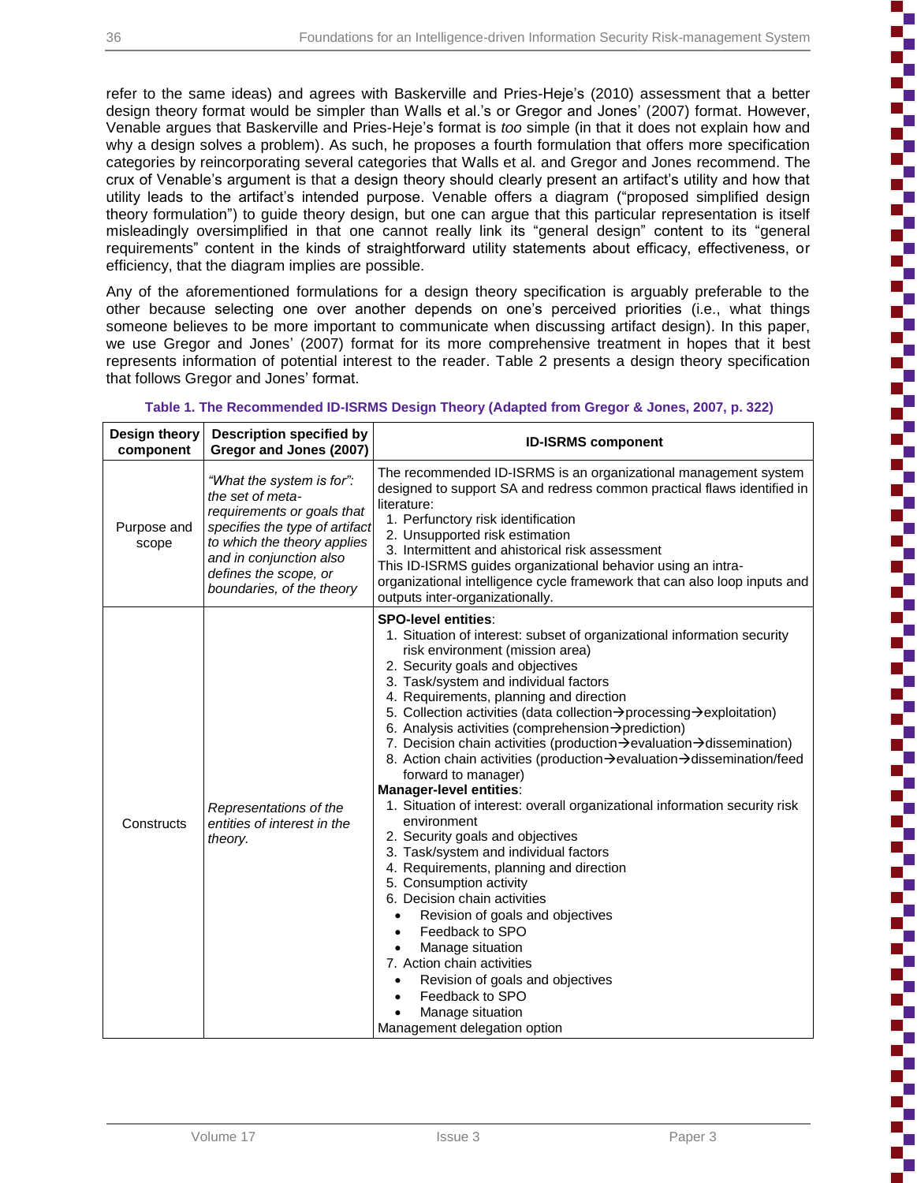refer to the same ideas) and agrees with Baskerville and Pries-Heje's (2010) assessment that a better design theory format would be simpler than Walls et al.'s or Gregor and Jones' (2007) format. However, Venable argues that Baskerville and Pries-Heje's format is *too* simple (in that it does not explain how and why a design solves a problem). As such, he proposes a fourth formulation that offers more specification categories by reincorporating several categories that Walls et al. and Gregor and Jones recommend. The crux of Venable's argument is that a design theory should clearly present an artifact's utility and how that utility leads to the artifact's intended purpose. Venable offers a diagram ("proposed simplified design theory formulation") to guide theory design, but one can argue that this particular representation is itself misleadingly oversimplified in that one cannot really link its "general design" content to its "general requirements" content in the kinds of straightforward utility statements about efficacy, effectiveness, or efficiency, that the diagram implies are possible.

Any of the aforementioned formulations for a design theory specification is arguably preferable to the other because selecting one over another depends on one's perceived priorities (i.e., what things someone believes to be more important to communicate when discussing artifact design). In this paper, we use Gregor and Jones' (2007) format for its more comprehensive treatment in hopes that it best represents information of potential interest to the reader. Table 2 presents a design theory specification that follows Gregor and Jones' format.

**Table 1. The Recommended ID-ISRMS Design Theory (Adapted from Gregor & Jones, 2007, p. 322)**

| Design theory component | Description specified by Gregor and Jones (2007) | ID-ISRMS component |
|---|---|---|
| Purpose and scope | *"What the system is for": the set of meta-requirements or goals that specifies the type of artifact to which the theory applies and in conjunction also defines the scope, or boundaries, of the theory* | The recommended ID-ISRMS is an organizational management system designed to support SA and redress common practical flaws identified in literature:<br>1. Perfunctory risk identification<br>2. Unsupported risk estimation<br>3. Intermittent and ahistorical risk assessment<br>This ID-ISRMS guides organizational behavior using an intra-organizational intelligence cycle framework that can also loop inputs and outputs inter-organizationally. |
| Constructs | *Representations of the entities of interest in the theory.* | **SPO-level entities**:<br>1. Situation of interest: subset of organizational information security risk environment (mission area)<br>2. Security goals and objectives<br>3. Task/system and individual factors<br>4. Requirements, planning and direction<br>5. Collection activities (data collection→processing→exploitation)<br>6. Analysis activities (comprehension→prediction)<br>7. Decision chain activities (production→evaluation→dissemination)<br>8. Action chain activities (production→evaluation→dissemination/feed forward to manager)<br>**Manager-level entities**:<br>1. Situation of interest: overall organizational information security risk environment<br>2. Security goals and objectives<br>3. Task/system and individual factors<br>4. Requirements, planning and direction<br>5. Consumption activity<br>6. Decision chain activities<br>• Revision of goals and objectives<br>• Feedback to SPO<br>• Manage situation<br>7. Action chain activities<br>• Revision of goals and objectives<br>• Feedback to SPO<br>• Manage situation<br>Management delegation option |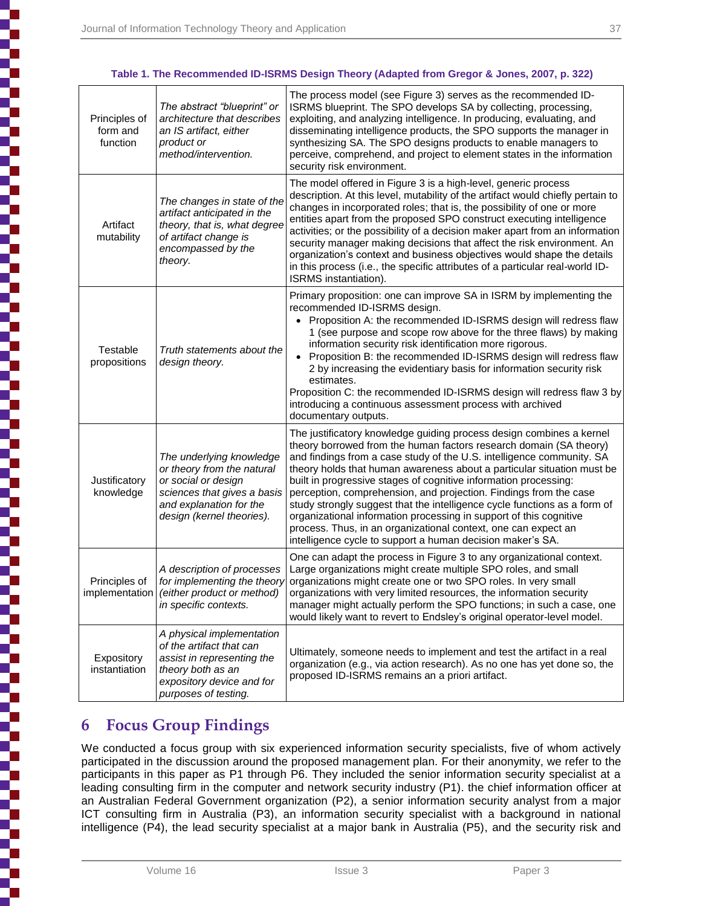**Table 1. The Recommended ID-ISRMS Design Theory (Adapted from Gregor & Jones, 2007, p. 322)**

| | | |
|---|---|---|
| Principles of form and function | *The abstract "blueprint" or architecture that describes an IS artifact, either product or method/intervention.* | The process model (see Figure 3) serves as the recommended ID-ISRMS blueprint. The SPO develops SA by collecting, processing, exploiting, and analyzing intelligence. In producing, evaluating, and disseminating intelligence products, the SPO supports the manager in synthesizing SA. The SPO designs products to enable managers to perceive, comprehend, and project to element states in the information security risk environment. |
| Artifact mutability | *The changes in state of the artifact anticipated in the theory, that is, what degree of artifact change is encompassed by the theory.* | The model offered in Figure 3 is a high-level, generic process description. At this level, mutability of the artifact would chiefly pertain to changes in incorporated roles; that is, the possibility of one or more entities apart from the proposed SPO construct executing intelligence activities; or the possibility of a decision maker apart from an information security manager making decisions that affect the risk environment. An organization's context and business objectives would shape the details in this process (i.e., the specific attributes of a particular real-world ID-ISRMS instantiation). |
| Testable propositions | *Truth statements about the design theory.* | Primary proposition: one can improve SA in ISRM by implementing the recommended ID-ISRMS design.<br>• Proposition A: the recommended ID-ISRMS design will redress flaw 1 (see purpose and scope row above for the three flaws) by making information security risk identification more rigorous.<br>• Proposition B: the recommended ID-ISRMS design will redress flaw 2 by increasing the evidentiary basis for information security risk estimates.<br>Proposition C: the recommended ID-ISRMS design will redress flaw 3 by introducing a continuous assessment process with archived documentary outputs. |
| Justificatory knowledge | *The underlying knowledge or theory from the natural or social or design sciences that gives a basis and explanation for the design (kernel theories).* | The justificatory knowledge guiding process design combines a kernel theory borrowed from the human factors research domain (SA theory) and findings from a case study of the U.S. intelligence community. SA theory holds that human awareness about a particular situation must be built in progressive stages of cognitive information processing: perception, comprehension, and projection. Findings from the case study strongly suggest that the intelligence cycle functions as a form of organizational information processing in support of this cognitive process. Thus, in an organizational context, one can expect an intelligence cycle to support a human decision maker's SA. |
| Principles of implementation | *A description of processes for implementing the theory (either product or method) in specific contexts.* | One can adapt the process in Figure 3 to any organizational context. Large organizations might create multiple SPO roles, and small organizations might create one or two SPO roles. In very small organizations with very limited resources, the information security manager might actually perform the SPO functions; in such a case, one would likely want to revert to Endsley's original operator-level model. |
| Expository instantiation | *A physical implementation of the artifact that can assist in representing the theory both as an expository device and for purposes of testing.* | Ultimately, someone needs to implement and test the artifact in a real organization (e.g., via action research). As no one has yet done so, the proposed ID-ISRMS remains an a priori artifact. |

# 6 Focus Group Findings

We conducted a focus group with six experienced information security specialists, five of whom actively participated in the discussion around the proposed management plan. For their anonymity, we refer to the participants in this paper as P1 through P6. They included the senior information security specialist at a leading consulting firm in the computer and network security industry (P1). the chief information officer at an Australian Federal Government organization (P2), a senior information security analyst from a major ICT consulting firm in Australia (P3), an information security specialist with a background in national intelligence (P4), the lead security specialist at a major bank in Australia (P5), and the security risk and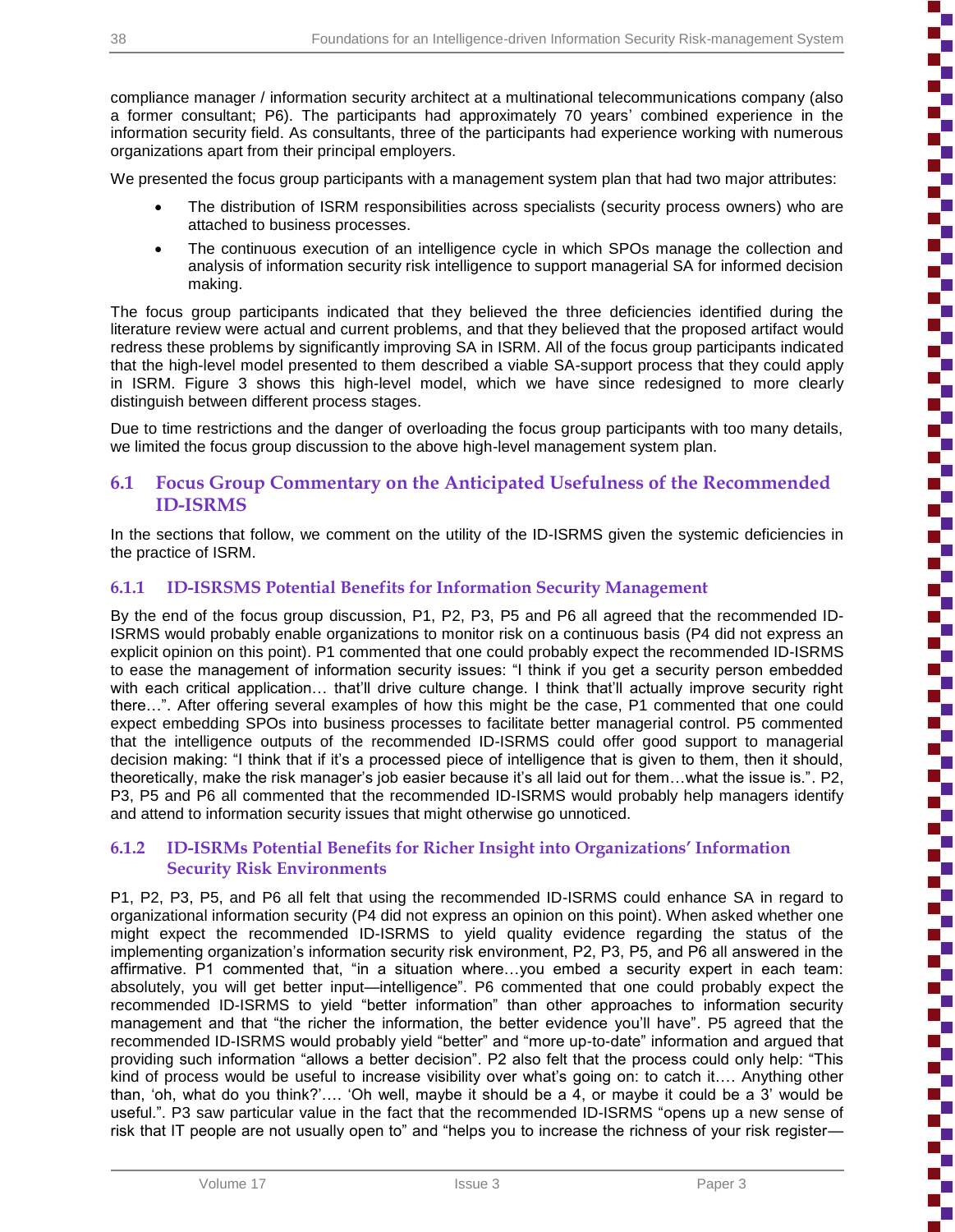compliance manager / information security architect at a multinational telecommunications company (also a former consultant; P6). The participants had approximately 70 years' combined experience in the information security field. As consultants, three of the participants had experience working with numerous organizations apart from their principal employers.

We presented the focus group participants with a management system plan that had two major attributes:

- The distribution of ISRM responsibilities across specialists (security process owners) who are attached to business processes.
- The continuous execution of an intelligence cycle in which SPOs manage the collection and analysis of information security risk intelligence to support managerial SA for informed decision making.

The focus group participants indicated that they believed the three deficiencies identified during the literature review were actual and current problems, and that they believed that the proposed artifact would redress these problems by significantly improving SA in ISRM. All of the focus group participants indicated that the high-level model presented to them described a viable SA-support process that they could apply in ISRM. Figure 3 shows this high-level model, which we have since redesigned to more clearly distinguish between different process stages.

Due to time restrictions and the danger of overloading the focus group participants with too many details, we limited the focus group discussion to the above high-level management system plan.

## 6.1 Focus Group Commentary on the Anticipated Usefulness of the Recommended ID-ISRMS

In the sections that follow, we comment on the utility of the ID-ISRMS given the systemic deficiencies in the practice of ISRM.

### 6.1.1 ID-ISRSMS Potential Benefits for Information Security Management

By the end of the focus group discussion, P1, P2, P3, P5 and P6 all agreed that the recommended ID-ISRMS would probably enable organizations to monitor risk on a continuous basis (P4 did not express an explicit opinion on this point). P1 commented that one could probably expect the recommended ID-ISRMS to ease the management of information security issues: "I think if you get a security person embedded with each critical application… that'll drive culture change. I think that'll actually improve security right there…". After offering several examples of how this might be the case, P1 commented that one could expect embedding SPOs into business processes to facilitate better managerial control. P5 commented that the intelligence outputs of the recommended ID-ISRMS could offer good support to managerial decision making: "I think that if it's a processed piece of intelligence that is given to them, then it should, theoretically, make the risk manager's job easier because it's all laid out for them…what the issue is.". P2, P3, P5 and P6 all commented that the recommended ID-ISRMS would probably help managers identify and attend to information security issues that might otherwise go unnoticed.

### 6.1.2 ID-ISRMs Potential Benefits for Richer Insight into Organizations' Information Security Risk Environments

P1, P2, P3, P5, and P6 all felt that using the recommended ID-ISRMS could enhance SA in regard to organizational information security (P4 did not express an opinion on this point). When asked whether one might expect the recommended ID-ISRMS to yield quality evidence regarding the status of the implementing organization's information security risk environment, P2, P3, P5, and P6 all answered in the affirmative. P1 commented that, "in a situation where…you embed a security expert in each team: absolutely, you will get better input—intelligence". P6 commented that one could probably expect the recommended ID-ISRMS to yield "better information" than other approaches to information security management and that "the richer the information, the better evidence you'll have". P5 agreed that the recommended ID-ISRMS would probably yield "better" and "more up-to-date" information and argued that providing such information "allows a better decision". P2 also felt that the process could only help: "This kind of process would be useful to increase visibility over what's going on: to catch it.… Anything other than, 'oh, what do you think?'…. 'Oh well, maybe it should be a 4, or maybe it could be a 3' would be useful.". P3 saw particular value in the fact that the recommended ID-ISRMS "opens up a new sense of risk that IT people are not usually open to" and "helps you to increase the richness of your risk register—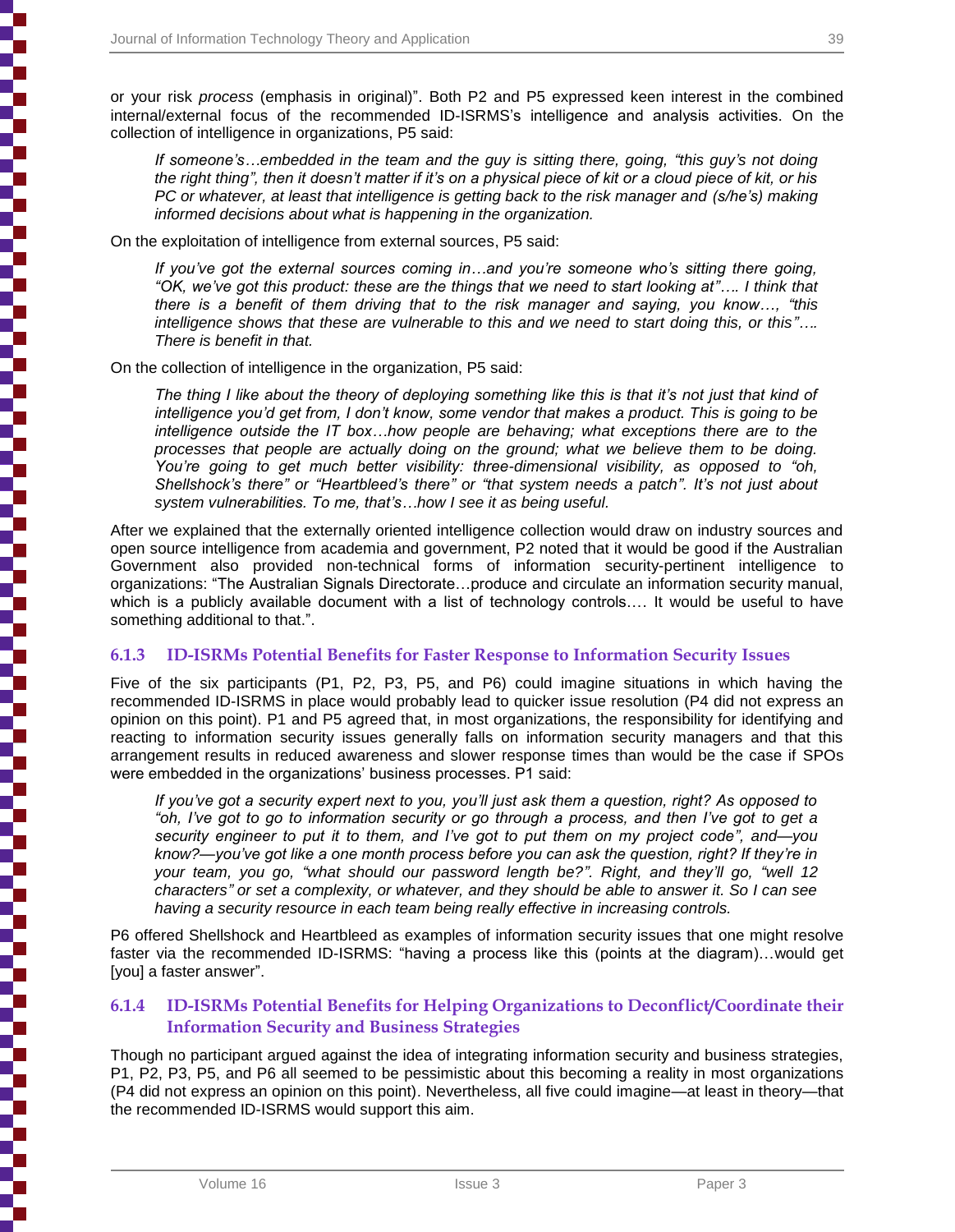or your risk *process* (emphasis in original)". Both P2 and P5 expressed keen interest in the combined internal/external focus of the recommended ID-ISRMS's intelligence and analysis activities. On the collection of intelligence in organizations, P5 said:

> *If someone's…embedded in the team and the guy is sitting there, going, "this guy's not doing the right thing", then it doesn't matter if it's on a physical piece of kit or a cloud piece of kit, or his PC or whatever, at least that intelligence is getting back to the risk manager and (s/he's) making informed decisions about what is happening in the organization.*

On the exploitation of intelligence from external sources, P5 said:

> *If you've got the external sources coming in…and you're someone who's sitting there going, "OK, we've got this product: these are the things that we need to start looking at"…. I think that there is a benefit of them driving that to the risk manager and saying, you know…, "this intelligence shows that these are vulnerable to this and we need to start doing this, or this"…. There is benefit in that.*

On the collection of intelligence in the organization, P5 said:

> *The thing I like about the theory of deploying something like this is that it's not just that kind of intelligence you'd get from, I don't know, some vendor that makes a product. This is going to be intelligence outside the IT box…how people are behaving; what exceptions there are to the processes that people are actually doing on the ground; what we believe them to be doing. You're going to get much better visibility: three-dimensional visibility, as opposed to "oh, Shellshock's there" or "Heartbleed's there" or "that system needs a patch". It's not just about system vulnerabilities. To me, that's…how I see it as being useful.*

After we explained that the externally oriented intelligence collection would draw on industry sources and open source intelligence from academia and government, P2 noted that it would be good if the Australian Government also provided non-technical forms of information security-pertinent intelligence to organizations: "The Australian Signals Directorate…produce and circulate an information security manual, which is a publicly available document with a list of technology controls…. It would be useful to have something additional to that.".

### 6.1.3 ID-ISRMs Potential Benefits for Faster Response to Information Security Issues

Five of the six participants (P1, P2, P3, P5, and P6) could imagine situations in which having the recommended ID-ISRMS in place would probably lead to quicker issue resolution (P4 did not express an opinion on this point). P1 and P5 agreed that, in most organizations, the responsibility for identifying and reacting to information security issues generally falls on information security managers and that this arrangement results in reduced awareness and slower response times than would be the case if SPOs were embedded in the organizations' business processes. P1 said:

> *If you've got a security expert next to you, you'll just ask them a question, right? As opposed to "oh, I've got to go to information security or go through a process, and then I've got to get a security engineer to put it to them, and I've got to put them on my project code", and—you know?—you've got like a one month process before you can ask the question, right? If they're in your team, you go, "what should our password length be?". Right, and they'll go, "well 12 characters" or set a complexity, or whatever, and they should be able to answer it. So I can see having a security resource in each team being really effective in increasing controls.*

P6 offered Shellshock and Heartbleed as examples of information security issues that one might resolve faster via the recommended ID-ISRMS: "having a process like this (points at the diagram)…would get [you] a faster answer".

### 6.1.4 ID-ISRMs Potential Benefits for Helping Organizations to Deconflict/Coordinate their Information Security and Business Strategies

Though no participant argued against the idea of integrating information security and business strategies, P1, P2, P3, P5, and P6 all seemed to be pessimistic about this becoming a reality in most organizations (P4 did not express an opinion on this point). Nevertheless, all five could imagine—at least in theory—that the recommended ID-ISRMS would support this aim.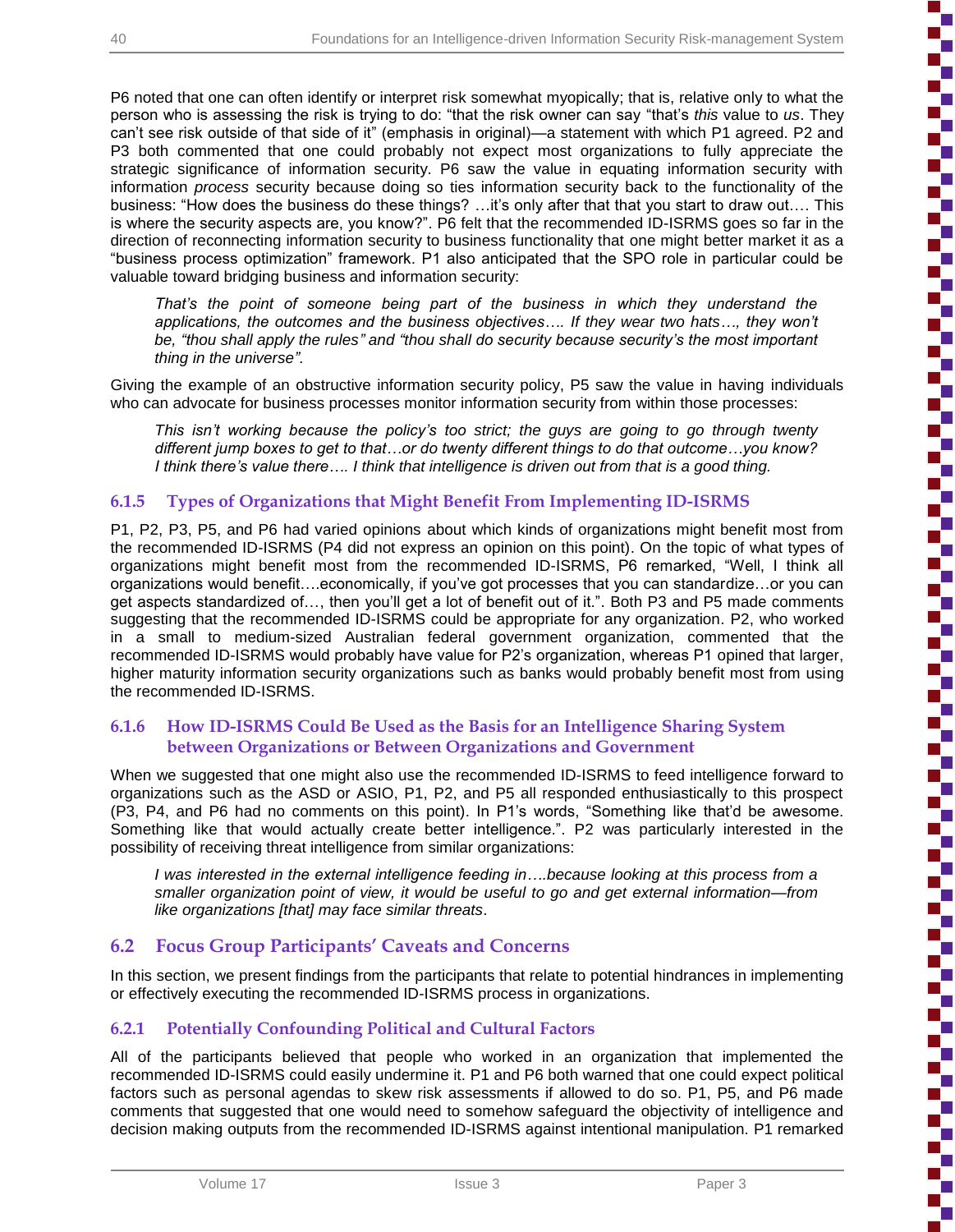P6 noted that one can often identify or interpret risk somewhat myopically; that is, relative only to what the person who is assessing the risk is trying to do: "that the risk owner can say "that's *this* value to *us*. They can't see risk outside of that side of it" (emphasis in original)—a statement with which P1 agreed. P2 and P3 both commented that one could probably not expect most organizations to fully appreciate the strategic significance of information security. P6 saw the value in equating information security with information *process* security because doing so ties information security back to the functionality of the business: "How does the business do these things? …it's only after that that you start to draw out…. This is where the security aspects are, you know?". P6 felt that the recommended ID-ISRMS goes so far in the direction of reconnecting information security to business functionality that one might better market it as a "business process optimization" framework. P1 also anticipated that the SPO role in particular could be valuable toward bridging business and information security:

> *That's the point of someone being part of the business in which they understand the applications, the outcomes and the business objectives…. If they wear two hats…, they won't be, "thou shall apply the rules" and "thou shall do security because security's the most important thing in the universe".*

Giving the example of an obstructive information security policy, P5 saw the value in having individuals who can advocate for business processes monitor information security from within those processes:

> *This isn't working because the policy's too strict; the guys are going to go through twenty different jump boxes to get to that…or do twenty different things to do that outcome…you know? I think there's value there…. I think that intelligence is driven out from that is a good thing.*

### 6.1.5 Types of Organizations that Might Benefit From Implementing ID-ISRMS

P1, P2, P3, P5, and P6 had varied opinions about which kinds of organizations might benefit most from the recommended ID-ISRMS (P4 did not express an opinion on this point). On the topic of what types of organizations might benefit most from the recommended ID-ISRMS, P6 remarked, "Well, I think all organizations would benefit….economically, if you've got processes that you can standardize…or you can get aspects standardized of…, then you'll get a lot of benefit out of it.". Both P3 and P5 made comments suggesting that the recommended ID-ISRMS could be appropriate for any organization. P2, who worked in a small to medium-sized Australian federal government organization, commented that the recommended ID-ISRMS would probably have value for P2's organization, whereas P1 opined that larger, higher maturity information security organizations such as banks would probably benefit most from using the recommended ID-ISRMS.

### 6.1.6 How ID-ISRMS Could Be Used as the Basis for an Intelligence Sharing System between Organizations or Between Organizations and Government

When we suggested that one might also use the recommended ID-ISRMS to feed intelligence forward to organizations such as the ASD or ASIO, P1, P2, and P5 all responded enthusiastically to this prospect (P3, P4, and P6 had no comments on this point). In P1's words, "Something like that'd be awesome. Something like that would actually create better intelligence.". P2 was particularly interested in the possibility of receiving threat intelligence from similar organizations:

> *I was interested in the external intelligence feeding in….because looking at this process from a smaller organization point of view, it would be useful to go and get external information—from like organizations [that] may face similar threats*.

## 6.2 Focus Group Participants' Caveats and Concerns

In this section, we present findings from the participants that relate to potential hindrances in implementing or effectively executing the recommended ID-ISRMS process in organizations.

### 6.2.1 Potentially Confounding Political and Cultural Factors

All of the participants believed that people who worked in an organization that implemented the recommended ID-ISRMS could easily undermine it. P1 and P6 both warned that one could expect political factors such as personal agendas to skew risk assessments if allowed to do so. P1, P5, and P6 made comments that suggested that one would need to somehow safeguard the objectivity of intelligence and decision making outputs from the recommended ID-ISRMS against intentional manipulation. P1 remarked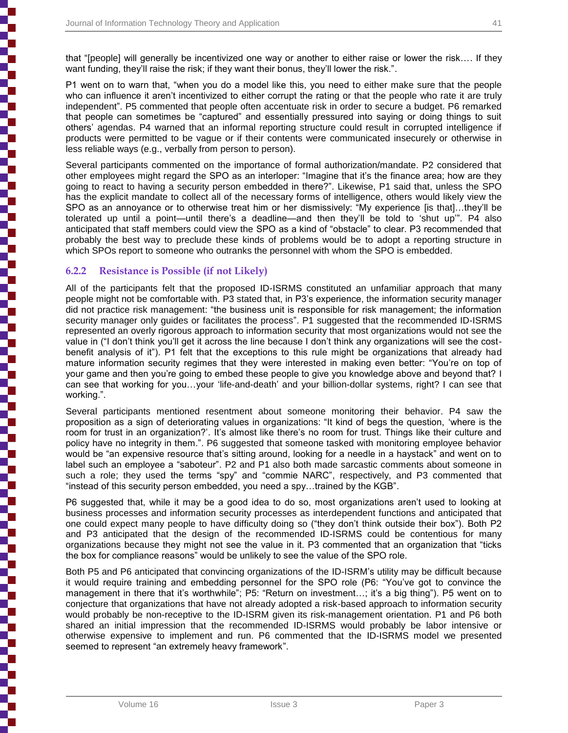that "[people] will generally be incentivized one way or another to either raise or lower the risk…. If they want funding, they'll raise the risk; if they want their bonus, they'll lower the risk.".

P1 went on to warn that, "when you do a model like this, you need to either make sure that the people who can influence it aren't incentivized to either corrupt the rating or that the people who rate it are truly independent". P5 commented that people often accentuate risk in order to secure a budget. P6 remarked that people can sometimes be "captured" and essentially pressured into saying or doing things to suit others' agendas. P4 warned that an informal reporting structure could result in corrupted intelligence if products were permitted to be vague or if their contents were communicated insecurely or otherwise in less reliable ways (e.g., verbally from person to person).

Several participants commented on the importance of formal authorization/mandate. P2 considered that other employees might regard the SPO as an interloper: "Imagine that it's the finance area; how are they going to react to having a security person embedded in there?". Likewise, P1 said that, unless the SPO has the explicit mandate to collect all of the necessary forms of intelligence, others would likely view the SPO as an annoyance or to otherwise treat him or her dismissively: "My experience [is that]…they'll be tolerated up until a point—until there's a deadline—and then they'll be told to 'shut up'". P4 also anticipated that staff members could view the SPO as a kind of "obstacle" to clear. P3 recommended that probably the best way to preclude these kinds of problems would be to adopt a reporting structure in which SPOs report to someone who outranks the personnel with whom the SPO is embedded.

### 6.2.2 Resistance is Possible (if not Likely)

All of the participants felt that the proposed ID-ISRMS constituted an unfamiliar approach that many people might not be comfortable with. P3 stated that, in P3's experience, the information security manager did not practice risk management: "the business unit is responsible for risk management; the information security manager only guides or facilitates the process". P1 suggested that the recommended ID-ISRMS represented an overly rigorous approach to information security that most organizations would not see the value in ("I don't think you'll get it across the line because I don't think any organizations will see the cost-benefit analysis of it"). P1 felt that the exceptions to this rule might be organizations that already had mature information security regimes that they were interested in making even better: "You're on top of your game and then you're going to embed these people to give you knowledge above and beyond that? I can see that working for you…your 'life-and-death' and your billion-dollar systems, right? I can see that working.".

Several participants mentioned resentment about someone monitoring their behavior. P4 saw the proposition as a sign of deteriorating values in organizations: "It kind of begs the question, 'where is the room for trust in an organization?'. It's almost like there's no room for trust. Things like their culture and policy have no integrity in them.". P6 suggested that someone tasked with monitoring employee behavior would be "an expensive resource that's sitting around, looking for a needle in a haystack" and went on to label such an employee a "saboteur". P2 and P1 also both made sarcastic comments about someone in such a role; they used the terms "spy" and "commie NARC", respectively, and P3 commented that "instead of this security person embedded, you need a spy…trained by the KGB".

P6 suggested that, while it may be a good idea to do so, most organizations aren't used to looking at business processes and information security processes as interdependent functions and anticipated that one could expect many people to have difficulty doing so ("they don't think outside their box"). Both P2 and P3 anticipated that the design of the recommended ID-ISRMS could be contentious for many organizations because they might not see the value in it. P3 commented that an organization that "ticks the box for compliance reasons" would be unlikely to see the value of the SPO role.

Both P5 and P6 anticipated that convincing organizations of the ID-ISRM's utility may be difficult because it would require training and embedding personnel for the SPO role (P6: "You've got to convince the management in there that it's worthwhile"; P5: "Return on investment…; it's a big thing"). P5 went on to conjecture that organizations that have not already adopted a risk-based approach to information security would probably be non-receptive to the ID-ISRM given its risk-management orientation. P1 and P6 both shared an initial impression that the recommended ID-ISRMS would probably be labor intensive or otherwise expensive to implement and run. P6 commented that the ID-ISRMS model we presented seemed to represent "an extremely heavy framework".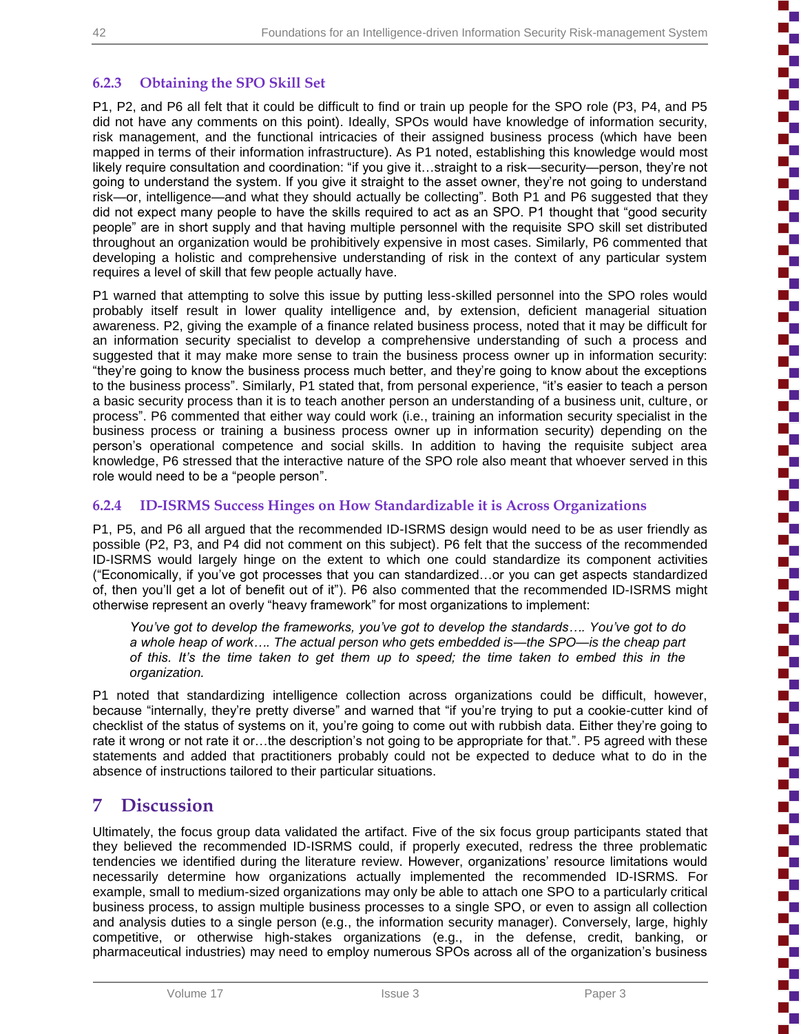### 6.2.3 Obtaining the SPO Skill Set

P1, P2, and P6 all felt that it could be difficult to find or train up people for the SPO role (P3, P4, and P5 did not have any comments on this point). Ideally, SPOs would have knowledge of information security, risk management, and the functional intricacies of their assigned business process (which have been mapped in terms of their information infrastructure). As P1 noted, establishing this knowledge would most likely require consultation and coordination: "if you give it…straight to a risk—security—person, they're not going to understand the system. If you give it straight to the asset owner, they're not going to understand risk—or, intelligence—and what they should actually be collecting". Both P1 and P6 suggested that they did not expect many people to have the skills required to act as an SPO. P1 thought that "good security people" are in short supply and that having multiple personnel with the requisite SPO skill set distributed throughout an organization would be prohibitively expensive in most cases. Similarly, P6 commented that developing a holistic and comprehensive understanding of risk in the context of any particular system requires a level of skill that few people actually have.

P1 warned that attempting to solve this issue by putting less-skilled personnel into the SPO roles would probably itself result in lower quality intelligence and, by extension, deficient managerial situation awareness. P2, giving the example of a finance related business process, noted that it may be difficult for an information security specialist to develop a comprehensive understanding of such a process and suggested that it may make more sense to train the business process owner up in information security: "they're going to know the business process much better, and they're going to know about the exceptions to the business process". Similarly, P1 stated that, from personal experience, "it's easier to teach a person a basic security process than it is to teach another person an understanding of a business unit, culture, or process". P6 commented that either way could work (i.e., training an information security specialist in the business process or training a business process owner up in information security) depending on the person's operational competence and social skills. In addition to having the requisite subject area knowledge, P6 stressed that the interactive nature of the SPO role also meant that whoever served in this role would need to be a "people person".

### 6.2.4 ID-ISRMS Success Hinges on How Standardizable it is Across Organizations

P1, P5, and P6 all argued that the recommended ID-ISRMS design would need to be as user friendly as possible (P2, P3, and P4 did not comment on this subject). P6 felt that the success of the recommended ID-ISRMS would largely hinge on the extent to which one could standardize its component activities ("Economically, if you've got processes that you can standardized…or you can get aspects standardized of, then you'll get a lot of benefit out of it"). P6 also commented that the recommended ID-ISRMS might otherwise represent an overly "heavy framework" for most organizations to implement:

> *You've got to develop the frameworks, you've got to develop the standards…. You've got to do a whole heap of work…. The actual person who gets embedded is—the SPO—is the cheap part of this. It's the time taken to get them up to speed; the time taken to embed this in the organization.*

P1 noted that standardizing intelligence collection across organizations could be difficult, however, because "internally, they're pretty diverse" and warned that "if you're trying to put a cookie-cutter kind of checklist of the status of systems on it, you're going to come out with rubbish data. Either they're going to rate it wrong or not rate it or…the description's not going to be appropriate for that.". P5 agreed with these statements and added that practitioners probably could not be expected to deduce what to do in the absence of instructions tailored to their particular situations.

## 7 Discussion

Ultimately, the focus group data validated the artifact. Five of the six focus group participants stated that they believed the recommended ID-ISRMS could, if properly executed, redress the three problematic tendencies we identified during the literature review. However, organizations' resource limitations would necessarily determine how organizations actually implemented the recommended ID-ISRMS. For example, small to medium-sized organizations may only be able to attach one SPO to a particularly critical business process, to assign multiple business processes to a single SPO, or even to assign all collection and analysis duties to a single person (e.g., the information security manager). Conversely, large, highly competitive, or otherwise high-stakes organizations (e.g., in the defense, credit, banking, or pharmaceutical industries) may need to employ numerous SPOs across all of the organization's business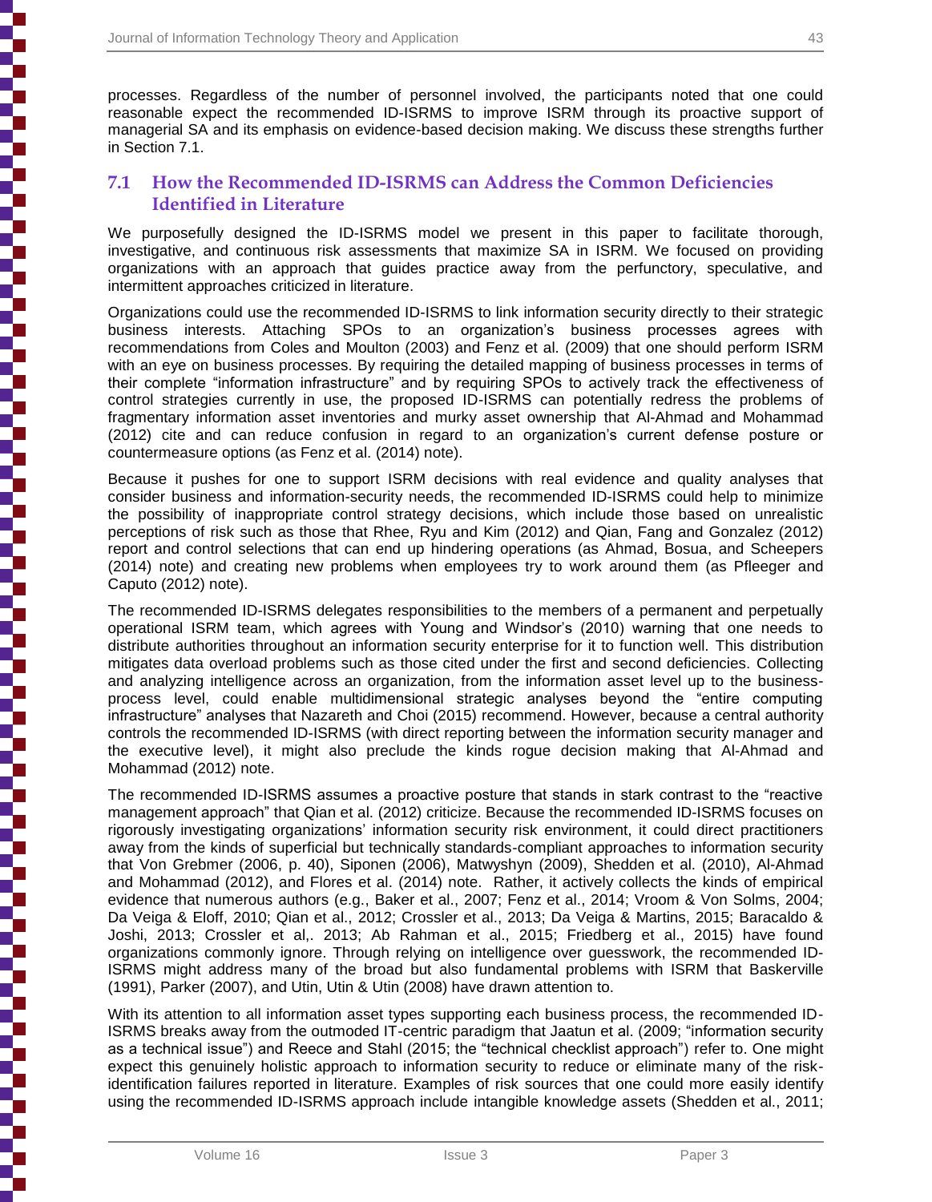processes. Regardless of the number of personnel involved, the participants noted that one could reasonable expect the recommended ID-ISRMS to improve ISRM through its proactive support of managerial SA and its emphasis on evidence-based decision making. We discuss these strengths further in Section 7.1.

## 7.1 How the Recommended ID-ISRMS can Address the Common Deficiencies Identified in Literature

We purposefully designed the ID-ISRMS model we present in this paper to facilitate thorough, investigative, and continuous risk assessments that maximize SA in ISRM. We focused on providing organizations with an approach that guides practice away from the perfunctory, speculative, and intermittent approaches criticized in literature.

Organizations could use the recommended ID-ISRMS to link information security directly to their strategic business interests. Attaching SPOs to an organization's business processes agrees with recommendations from Coles and Moulton (2003) and Fenz et al. (2009) that one should perform ISRM with an eye on business processes. By requiring the detailed mapping of business processes in terms of their complete "information infrastructure" and by requiring SPOs to actively track the effectiveness of control strategies currently in use, the proposed ID-ISRMS can potentially redress the problems of fragmentary information asset inventories and murky asset ownership that Al-Ahmad and Mohammad (2012) cite and can reduce confusion in regard to an organization's current defense posture or countermeasure options (as Fenz et al. (2014) note).

Because it pushes for one to support ISRM decisions with real evidence and quality analyses that consider business and information-security needs, the recommended ID-ISRMS could help to minimize the possibility of inappropriate control strategy decisions, which include those based on unrealistic perceptions of risk such as those that Rhee, Ryu and Kim (2012) and Qian, Fang and Gonzalez (2012) report and control selections that can end up hindering operations (as Ahmad, Bosua, and Scheepers (2014) note) and creating new problems when employees try to work around them (as Pfleeger and Caputo (2012) note).

The recommended ID-ISRMS delegates responsibilities to the members of a permanent and perpetually operational ISRM team, which agrees with Young and Windsor's (2010) warning that one needs to distribute authorities throughout an information security enterprise for it to function well. This distribution mitigates data overload problems such as those cited under the first and second deficiencies. Collecting and analyzing intelligence across an organization, from the information asset level up to the business-process level, could enable multidimensional strategic analyses beyond the "entire computing infrastructure" analyses that Nazareth and Choi (2015) recommend. However, because a central authority controls the recommended ID-ISRMS (with direct reporting between the information security manager and the executive level), it might also preclude the kinds rogue decision making that Al-Ahmad and Mohammad (2012) note.

The recommended ID-ISRMS assumes a proactive posture that stands in stark contrast to the "reactive management approach" that Qian et al. (2012) criticize. Because the recommended ID-ISRMS focuses on rigorously investigating organizations' information security risk environment, it could direct practitioners away from the kinds of superficial but technically standards-compliant approaches to information security that Von Grebmer (2006, p. 40), Siponen (2006), Matwyshyn (2009), Shedden et al. (2010), Al-Ahmad and Mohammad (2012), and Flores et al. (2014) note. Rather, it actively collects the kinds of empirical evidence that numerous authors (e.g., Baker et al., 2007; Fenz et al., 2014; Vroom & Von Solms, 2004; Da Veiga & Eloff, 2010; Qian et al., 2012; Crossler et al., 2013; Da Veiga & Martins, 2015; Baracaldo & Joshi, 2013; Crossler et al,. 2013; Ab Rahman et al., 2015; Friedberg et al., 2015) have found organizations commonly ignore. Through relying on intelligence over guesswork, the recommended ID-ISRMS might address many of the broad but also fundamental problems with ISRM that Baskerville (1991), Parker (2007), and Utin, Utin & Utin (2008) have drawn attention to.

With its attention to all information asset types supporting each business process, the recommended ID-ISRMS breaks away from the outmoded IT-centric paradigm that Jaatun et al. (2009; "information security as a technical issue") and Reece and Stahl (2015; the "technical checklist approach") refer to. One might expect this genuinely holistic approach to information security to reduce or eliminate many of the risk-identification failures reported in literature. Examples of risk sources that one could more easily identify using the recommended ID-ISRMS approach include intangible knowledge assets (Shedden et al., 2011;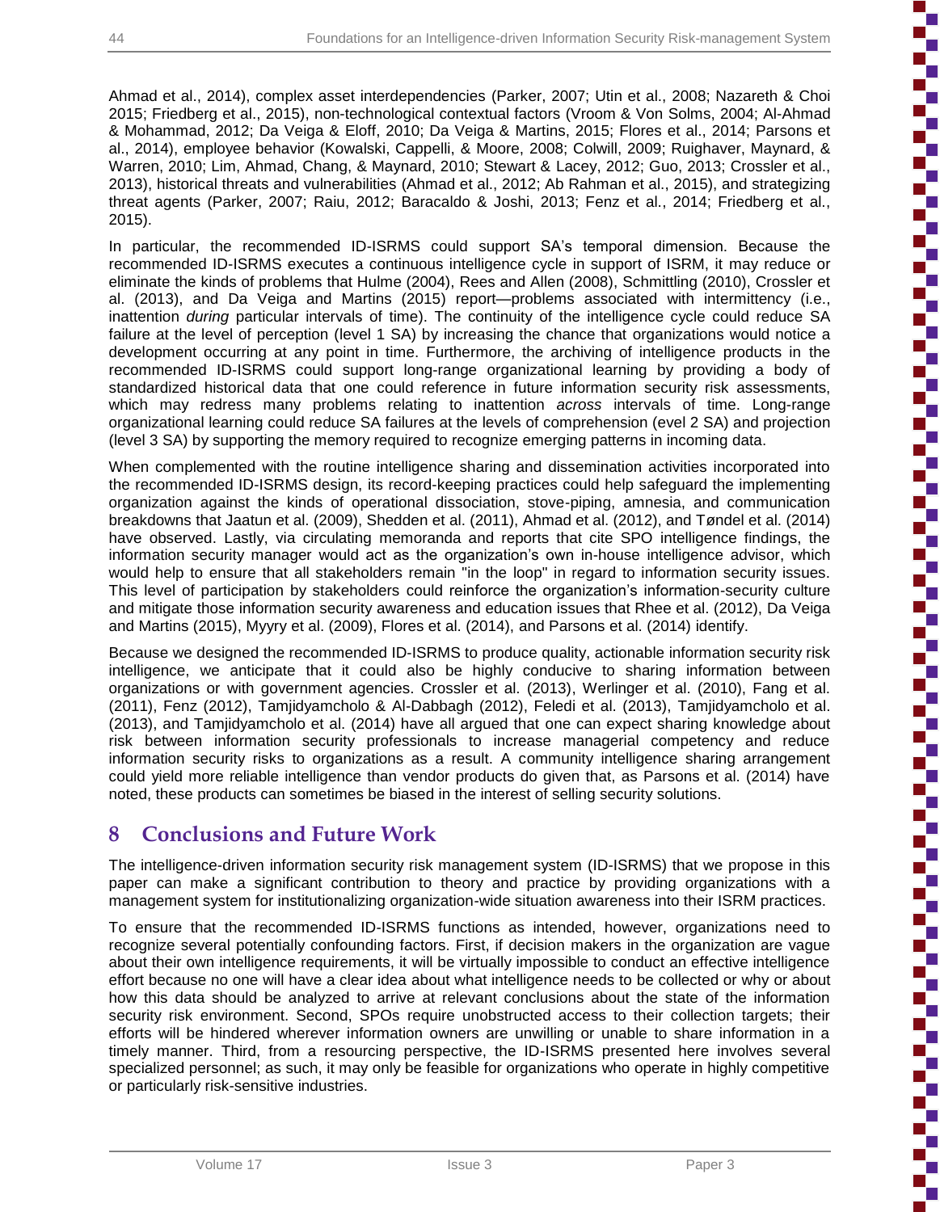Ahmad et al., 2014), complex asset interdependencies (Parker, 2007; Utin et al., 2008; Nazareth & Choi 2015; Friedberg et al., 2015), non-technological contextual factors (Vroom & Von Solms, 2004; Al-Ahmad & Mohammad, 2012; Da Veiga & Eloff, 2010; Da Veiga & Martins, 2015; Flores et al., 2014; Parsons et al., 2014), employee behavior (Kowalski, Cappelli, & Moore, 2008; Colwill, 2009; Ruighaver, Maynard, & Warren, 2010; Lim, Ahmad, Chang, & Maynard, 2010; Stewart & Lacey, 2012; Guo, 2013; Crossler et al., 2013), historical threats and vulnerabilities (Ahmad et al., 2012; Ab Rahman et al., 2015), and strategizing threat agents (Parker, 2007; Raiu, 2012; Baracaldo & Joshi, 2013; Fenz et al., 2014; Friedberg et al., 2015).

In particular, the recommended ID-ISRMS could support SA's temporal dimension. Because the recommended ID-ISRMS executes a continuous intelligence cycle in support of ISRM, it may reduce or eliminate the kinds of problems that Hulme (2004), Rees and Allen (2008), Schmittling (2010), Crossler et al. (2013), and Da Veiga and Martins (2015) report—problems associated with intermittency (i.e., inattention *during* particular intervals of time). The continuity of the intelligence cycle could reduce SA failure at the level of perception (level 1 SA) by increasing the chance that organizations would notice a development occurring at any point in time. Furthermore, the archiving of intelligence products in the recommended ID-ISRMS could support long-range organizational learning by providing a body of standardized historical data that one could reference in future information security risk assessments, which may redress many problems relating to inattention *across* intervals of time. Long-range organizational learning could reduce SA failures at the levels of comprehension (evel 2 SA) and projection (level 3 SA) by supporting the memory required to recognize emerging patterns in incoming data.

When complemented with the routine intelligence sharing and dissemination activities incorporated into the recommended ID-ISRMS design, its record-keeping practices could help safeguard the implementing organization against the kinds of operational dissociation, stove-piping, amnesia, and communication breakdowns that Jaatun et al. (2009), Shedden et al. (2011), Ahmad et al. (2012), and Tøndel et al. (2014) have observed. Lastly, via circulating memoranda and reports that cite SPO intelligence findings, the information security manager would act as the organization's own in-house intelligence advisor, which would help to ensure that all stakeholders remain "in the loop" in regard to information security issues. This level of participation by stakeholders could reinforce the organization's information-security culture and mitigate those information security awareness and education issues that Rhee et al. (2012), Da Veiga and Martins (2015), Myyry et al. (2009), Flores et al. (2014), and Parsons et al. (2014) identify.

Because we designed the recommended ID-ISRMS to produce quality, actionable information security risk intelligence, we anticipate that it could also be highly conducive to sharing information between organizations or with government agencies. Crossler et al. (2013), Werlinger et al. (2010), Fang et al. (2011), Fenz (2012), Tamjidyamcholo & Al-Dabbagh (2012), Feledi et al. (2013), Tamjidyamcholo et al. (2013), and Tamjidyamcholo et al. (2014) have all argued that one can expect sharing knowledge about risk between information security professionals to increase managerial competency and reduce information security risks to organizations as a result. A community intelligence sharing arrangement could yield more reliable intelligence than vendor products do given that, as Parsons et al. (2014) have noted, these products can sometimes be biased in the interest of selling security solutions.

## 8 Conclusions and Future Work

The intelligence-driven information security risk management system (ID-ISRMS) that we propose in this paper can make a significant contribution to theory and practice by providing organizations with a management system for institutionalizing organization-wide situation awareness into their ISRM practices.

To ensure that the recommended ID-ISRMS functions as intended, however, organizations need to recognize several potentially confounding factors. First, if decision makers in the organization are vague about their own intelligence requirements, it will be virtually impossible to conduct an effective intelligence effort because no one will have a clear idea about what intelligence needs to be collected or why or about how this data should be analyzed to arrive at relevant conclusions about the state of the information security risk environment. Second, SPOs require unobstructed access to their collection targets; their efforts will be hindered wherever information owners are unwilling or unable to share information in a timely manner. Third, from a resourcing perspective, the ID-ISRMS presented here involves several specialized personnel; as such, it may only be feasible for organizations who operate in highly competitive or particularly risk-sensitive industries.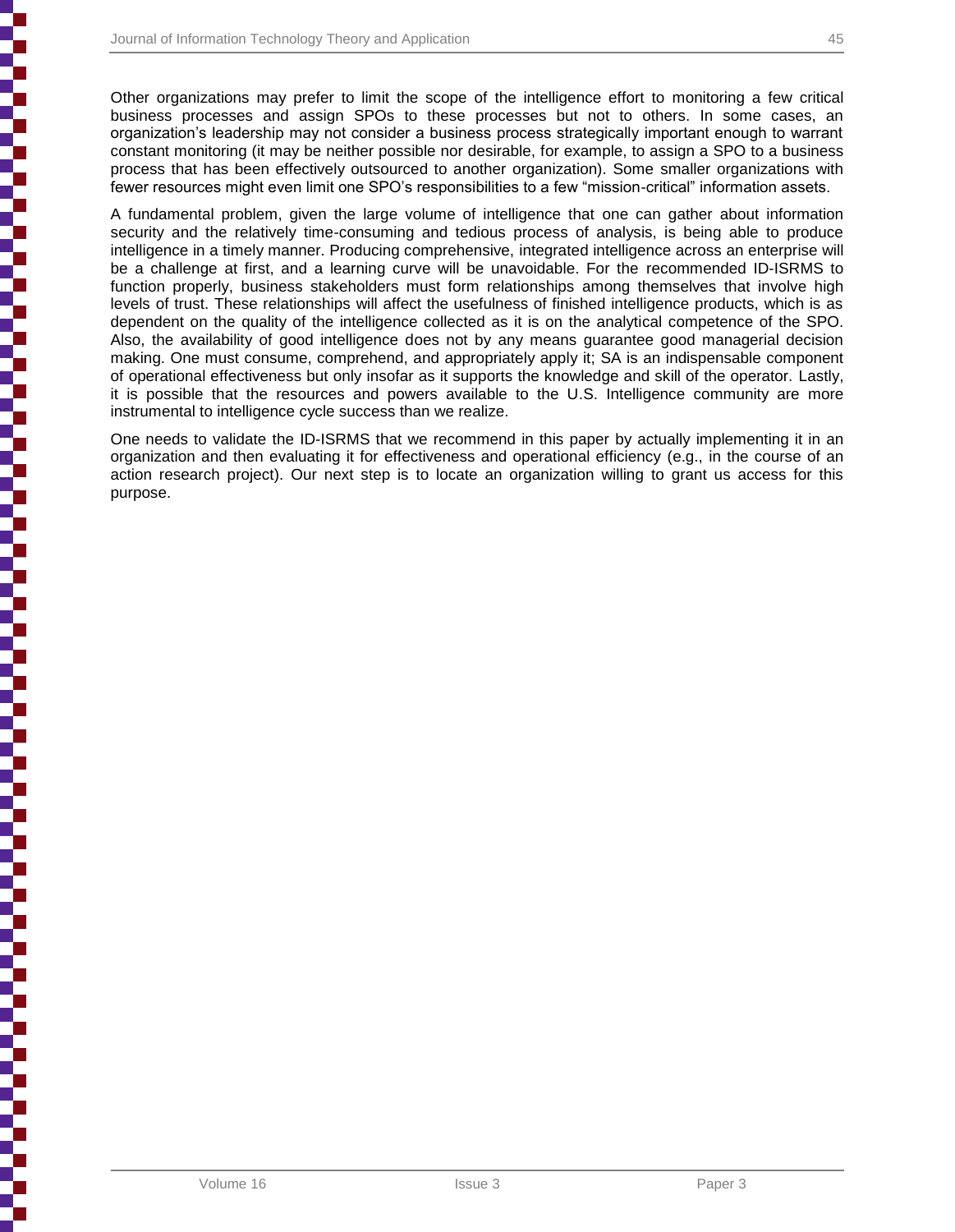Other organizations may prefer to limit the scope of the intelligence effort to monitoring a few critical business processes and assign SPOs to these processes but not to others. In some cases, an organization's leadership may not consider a business process strategically important enough to warrant constant monitoring (it may be neither possible nor desirable, for example, to assign a SPO to a business process that has been effectively outsourced to another organization). Some smaller organizations with fewer resources might even limit one SPO's responsibilities to a few "mission-critical" information assets.

A fundamental problem, given the large volume of intelligence that one can gather about information security and the relatively time-consuming and tedious process of analysis, is being able to produce intelligence in a timely manner. Producing comprehensive, integrated intelligence across an enterprise will be a challenge at first, and a learning curve will be unavoidable. For the recommended ID-ISRMS to function properly, business stakeholders must form relationships among themselves that involve high levels of trust. These relationships will affect the usefulness of finished intelligence products, which is as dependent on the quality of the intelligence collected as it is on the analytical competence of the SPO. Also, the availability of good intelligence does not by any means guarantee good managerial decision making. One must consume, comprehend, and appropriately apply it; SA is an indispensable component of operational effectiveness but only insofar as it supports the knowledge and skill of the operator. Lastly, it is possible that the resources and powers available to the U.S. Intelligence community are more instrumental to intelligence cycle success than we realize.

One needs to validate the ID-ISRMS that we recommend in this paper by actually implementing it in an organization and then evaluating it for effectiveness and operational efficiency (e.g., in the course of an action research project). Our next step is to locate an organization willing to grant us access for this purpose.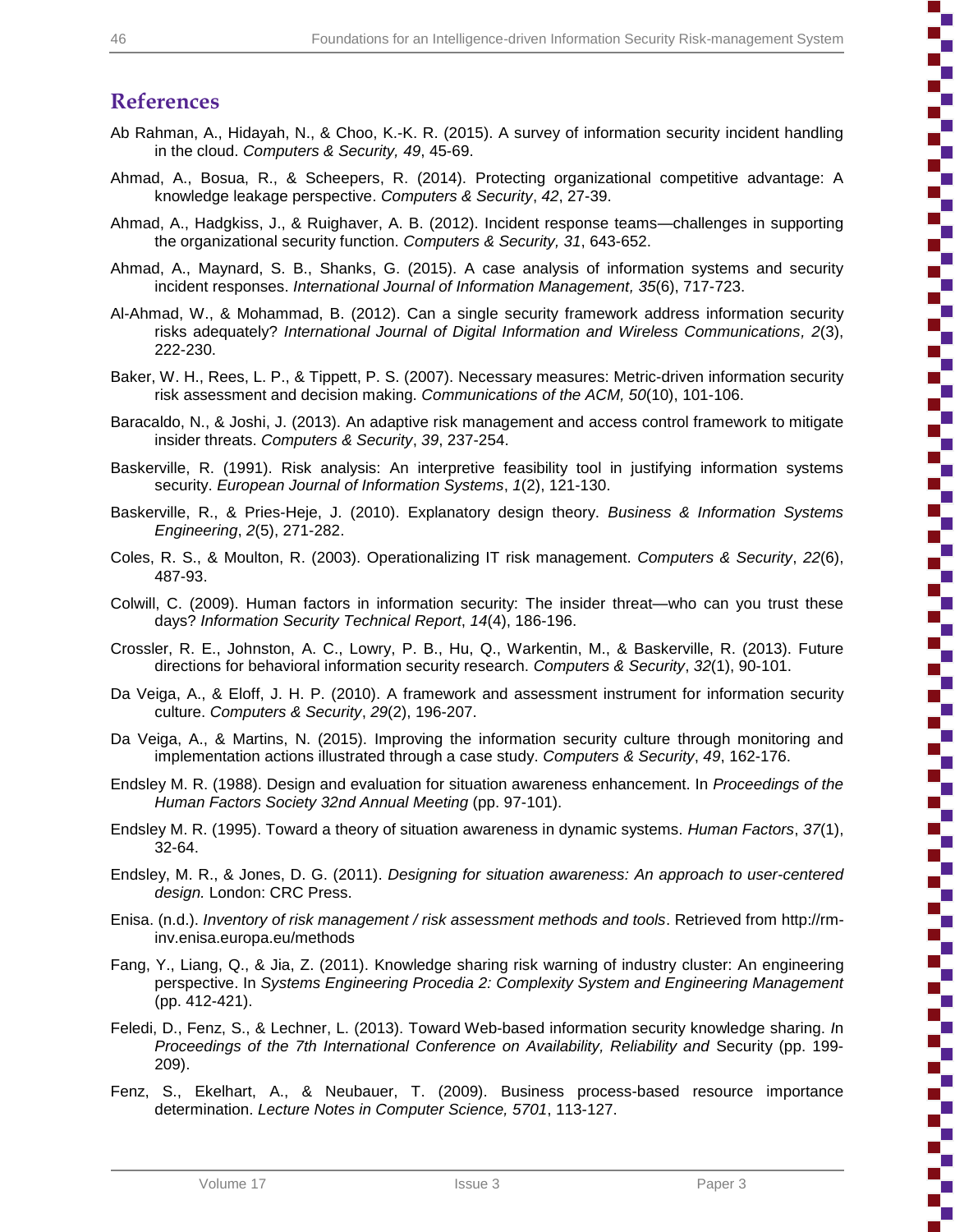## References

Ab Rahman, A., Hidayah, N., & Choo, K.-K. R. (2015). A survey of information security incident handling in the cloud. *Computers & Security, 49*, 45-69.

Ahmad, A., Bosua, R., & Scheepers, R. (2014). Protecting organizational competitive advantage: A knowledge leakage perspective. *Computers & Security*, *42*, 27-39.

Ahmad, A., Hadgkiss, J., & Ruighaver, A. B. (2012). Incident response teams—challenges in supporting the organizational security function. *Computers & Security, 31*, 643-652.

Ahmad, A., Maynard, S. B., Shanks, G. (2015). A case analysis of information systems and security incident responses. *International Journal of Information Management, 35*(6), 717-723.

Al-Ahmad, W., & Mohammad, B. (2012). Can a single security framework address information security risks adequately? *International Journal of Digital Information and Wireless Communications, 2*(3), 222-230.

Baker, W. H., Rees, L. P., & Tippett, P. S. (2007). Necessary measures: Metric-driven information security risk assessment and decision making. *Communications of the ACM, 50*(10), 101-106.

Baracaldo, N., & Joshi, J. (2013). An adaptive risk management and access control framework to mitigate insider threats. *Computers & Security*, *39*, 237-254.

Baskerville, R. (1991). Risk analysis: An interpretive feasibility tool in justifying information systems security. *European Journal of Information Systems*, *1*(2), 121-130.

Baskerville, R., & Pries-Heje, J. (2010). Explanatory design theory. *Business & Information Systems Engineering*, *2*(5), 271-282.

Coles, R. S., & Moulton, R. (2003). Operationalizing IT risk management. *Computers & Security*, *22*(6), 487-93.

Colwill, C. (2009). Human factors in information security: The insider threat—who can you trust these days? *Information Security Technical Report*, *14*(4), 186-196.

Crossler, R. E., Johnston, A. C., Lowry, P. B., Hu, Q., Warkentin, M., & Baskerville, R. (2013). Future directions for behavioral information security research. *Computers & Security*, *32*(1), 90-101.

Da Veiga, A., & Eloff, J. H. P. (2010). A framework and assessment instrument for information security culture. *Computers & Security*, *29*(2), 196-207.

Da Veiga, A., & Martins, N. (2015). Improving the information security culture through monitoring and implementation actions illustrated through a case study. *Computers & Security*, *49*, 162-176.

Endsley M. R. (1988). Design and evaluation for situation awareness enhancement. In *Proceedings of the Human Factors Society 32nd Annual Meeting* (pp. 97-101).

Endsley M. R. (1995). Toward a theory of situation awareness in dynamic systems. *Human Factors*, *37*(1), 32-64.

Endsley, M. R., & Jones, D. G. (2011). *Designing for situation awareness: An approach to user-centered design.* London: CRC Press.

Enisa. (n.d.). *Inventory of risk management / risk assessment methods and tools*. Retrieved from http://rm-inv.enisa.europa.eu/methods

Fang, Y., Liang, Q., & Jia, Z. (2011). Knowledge sharing risk warning of industry cluster: An engineering perspective. In *Systems Engineering Procedia 2: Complexity System and Engineering Management* (pp. 412-421).

Feledi, D., Fenz, S., & Lechner, L. (2013). Toward Web-based information security knowledge sharing. *In Proceedings of the 7th International Conference on Availability, Reliability and* Security (pp. 199-209).

Fenz, S., Ekelhart, A., & Neubauer, T. (2009). Business process-based resource importance determination. *Lecture Notes in Computer Science, 5701*, 113-127.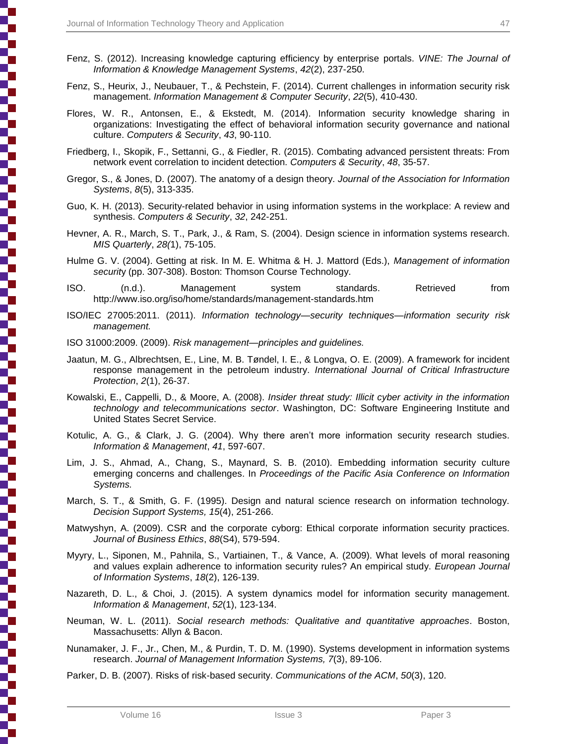Fenz, S. (2012). Increasing knowledge capturing efficiency by enterprise portals. *VINE: The Journal of Information & Knowledge Management Systems*, *42*(2), 237-250.

Fenz, S., Heurix, J., Neubauer, T., & Pechstein, F. (2014). Current challenges in information security risk management. *Information Management & Computer Security*, *22*(5), 410-430.

Flores, W. R., Antonsen, E., & Ekstedt, M. (2014). Information security knowledge sharing in organizations: Investigating the effect of behavioral information security governance and national culture. *Computers & Security*, *43*, 90-110.

Friedberg, I., Skopik, F., Settanni, G., & Fiedler, R. (2015). Combating advanced persistent threats: From network event correlation to incident detection. *Computers & Security*, *48*, 35-57.

Gregor, S., & Jones, D. (2007). The anatomy of a design theory. *Journal of the Association for Information Systems*, *8*(5), 313-335.

Guo, K. H. (2013). Security-related behavior in using information systems in the workplace: A review and synthesis. *Computers & Security*, *32*, 242-251.

Hevner, A. R., March, S. T., Park, J., & Ram, S. (2004). Design science in information systems research. *MIS Quarterly*, *28(*1), 75-105.

Hulme G. V. (2004). Getting at risk. In M. E. Whitma & H. J. Mattord (Eds.), *Management of information security* (pp. 307-308). Boston: Thomson Course Technology.

ISO. (n.d.). Management system standards. Retrieved from http://www.iso.org/iso/home/standards/management-standards.htm

ISO/IEC 27005:2011. (2011). *Information technology—security techniques—information security risk management.*

ISO 31000:2009. (2009). *Risk management—principles and guidelines.*

Jaatun, M. G., Albrechtsen, E., Line, M. B. Tøndel, I. E., & Longva, O. E. (2009). A framework for incident response management in the petroleum industry. *International Journal of Critical Infrastructure Protection*, *2*(1), 26-37.

Kowalski, E., Cappelli, D., & Moore, A. (2008). *Insider threat study: Illicit cyber activity in the information technology and telecommunications sector*. Washington, DC: Software Engineering Institute and United States Secret Service.

Kotulic, A. G., & Clark, J. G. (2004). Why there aren't more information security research studies. *Information & Management*, *41*, 597-607.

Lim, J. S., Ahmad, A., Chang, S., Maynard, S. B. (2010). Embedding information security culture emerging concerns and challenges. In *Proceedings of the Pacific Asia Conference on Information Systems.*

March, S. T., & Smith, G. F. (1995). Design and natural science research on information technology. *Decision Support Systems, 15*(4), 251-266.

Matwyshyn, A. (2009). CSR and the corporate cyborg: Ethical corporate information security practices. *Journal of Business Ethics*, *88*(S4), 579-594.

Myyry, L., Siponen, M., Pahnila, S., Vartiainen, T., & Vance, A. (2009). What levels of moral reasoning and values explain adherence to information security rules? An empirical study. *European Journal of Information Systems*, *18*(2), 126-139.

Nazareth, D. L., & Choi, J. (2015). A system dynamics model for information security management. *Information & Management*, *52*(1), 123-134.

Neuman, W. L. (2011). *Social research methods: Qualitative and quantitative approaches*. Boston, Massachusetts: Allyn & Bacon.

Nunamaker, J. F., Jr., Chen, M., & Purdin, T. D. M. (1990). Systems development in information systems research. *Journal of Management Information Systems, 7*(3), 89-106.

Parker, D. B. (2007). Risks of risk-based security. *Communications of the ACM*, *50*(3), 120.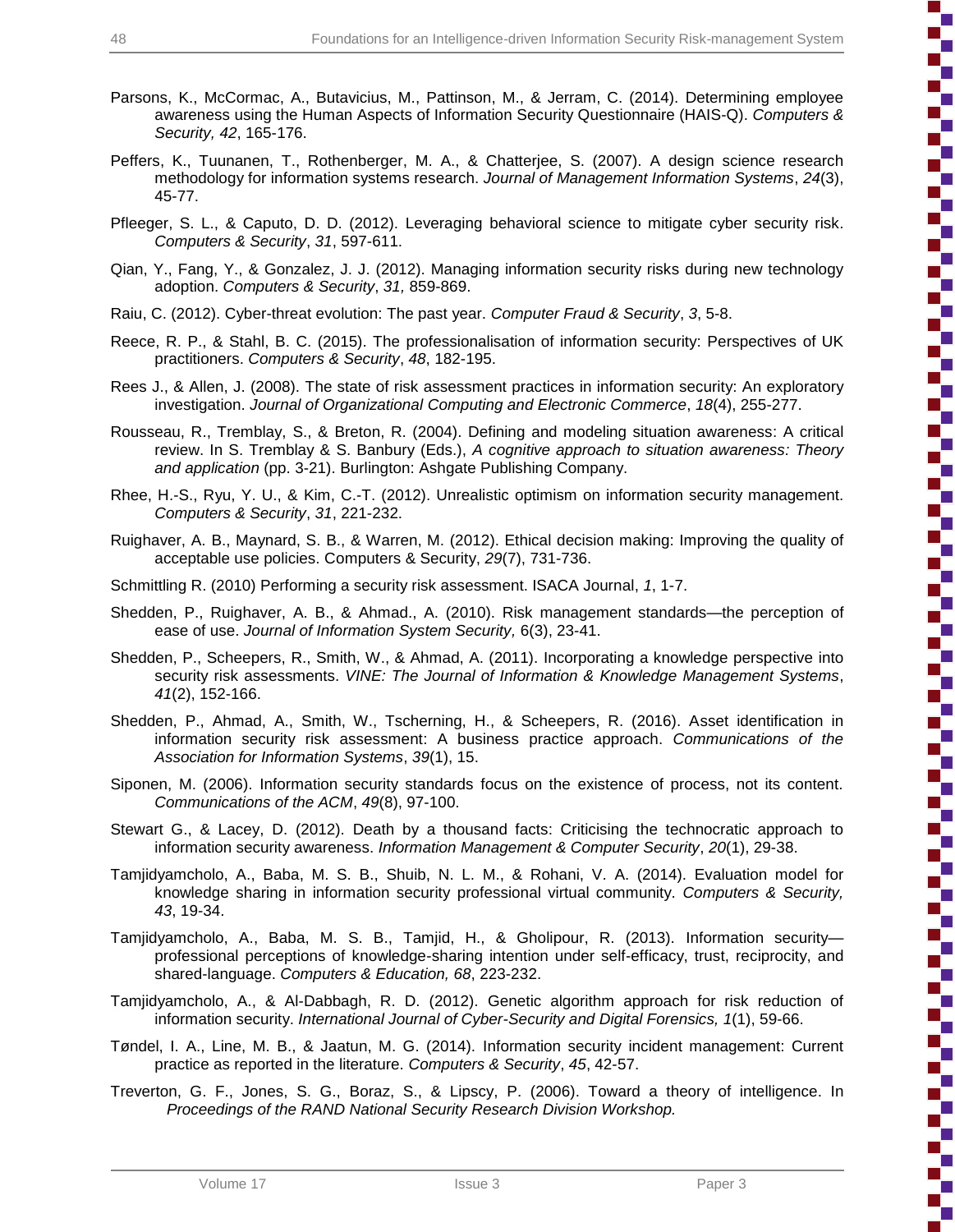Parsons, K., McCormac, A., Butavicius, M., Pattinson, M., & Jerram, C. (2014). Determining employee awareness using the Human Aspects of Information Security Questionnaire (HAIS-Q). *Computers & Security, 42*, 165-176.

Peffers, K., Tuunanen, T., Rothenberger, M. A., & Chatterjee, S. (2007). A design science research methodology for information systems research. *Journal of Management Information Systems*, *24*(3), 45-77.

Pfleeger, S. L., & Caputo, D. D. (2012). Leveraging behavioral science to mitigate cyber security risk. *Computers & Security*, *31*, 597-611.

Qian, Y., Fang, Y., & Gonzalez, J. J. (2012). Managing information security risks during new technology adoption. *Computers & Security*, *31,* 859-869.

Raiu, C. (2012). Cyber-threat evolution: The past year. *Computer Fraud & Security*, *3*, 5-8.

Reece, R. P., & Stahl, B. C. (2015). The professionalisation of information security: Perspectives of UK practitioners. *Computers & Security*, *48*, 182-195.

Rees J., & Allen, J. (2008). The state of risk assessment practices in information security: An exploratory investigation. *Journal of Organizational Computing and Electronic Commerce*, *18*(4), 255-277.

Rousseau, R., Tremblay, S., & Breton, R. (2004). Defining and modeling situation awareness: A critical review. In S. Tremblay & S. Banbury (Eds.), *A cognitive approach to situation awareness: Theory and application* (pp. 3-21). Burlington: Ashgate Publishing Company.

Rhee, H.-S., Ryu, Y. U., & Kim, C.-T. (2012). Unrealistic optimism on information security management. *Computers & Security*, *31*, 221-232.

Ruighaver, A. B., Maynard, S. B., & Warren, M. (2012). Ethical decision making: Improving the quality of acceptable use policies. Computers & Security, *29*(7), 731-736.

Schmittling R. (2010) Performing a security risk assessment. ISACA Journal, *1*, 1-7.

Shedden, P., Ruighaver, A. B., & Ahmad., A. (2010). Risk management standards—the perception of ease of use. *Journal of Information System Security,* 6(3), 23-41.

Shedden, P., Scheepers, R., Smith, W., & Ahmad, A. (2011). Incorporating a knowledge perspective into security risk assessments. *VINE: The Journal of Information & Knowledge Management Systems*, *41*(2), 152-166.

Shedden, P., Ahmad, A., Smith, W., Tscherning, H., & Scheepers, R. (2016). Asset identification in information security risk assessment: A business practice approach. *Communications of the Association for Information Systems*, *39*(1), 15.

Siponen, M. (2006). Information security standards focus on the existence of process, not its content. *Communications of the ACM*, *49*(8), 97-100.

Stewart G., & Lacey, D. (2012). Death by a thousand facts: Criticising the technocratic approach to information security awareness. *Information Management & Computer Security*, *20*(1), 29-38.

Tamjidyamcholo, A., Baba, M. S. B., Shuib, N. L. M., & Rohani, V. A. (2014). Evaluation model for knowledge sharing in information security professional virtual community. *Computers & Security, 43*, 19-34.

Tamjidyamcholo, A., Baba, M. S. B., Tamjid, H., & Gholipour, R. (2013). Information security—professional perceptions of knowledge-sharing intention under self-efficacy, trust, reciprocity, and shared-language. *Computers & Education, 68*, 223-232.

Tamjidyamcholo, A., & Al-Dabbagh, R. D. (2012). Genetic algorithm approach for risk reduction of information security. *International Journal of Cyber-Security and Digital Forensics, 1*(1), 59-66.

Tøndel, I. A., Line, M. B., & Jaatun, M. G. (2014). Information security incident management: Current practice as reported in the literature. *Computers & Security*, *45*, 42-57.

Treverton, G. F., Jones, S. G., Boraz, S., & Lipscy, P. (2006). Toward a theory of intelligence. In *Proceedings of the RAND National Security Research Division Workshop.*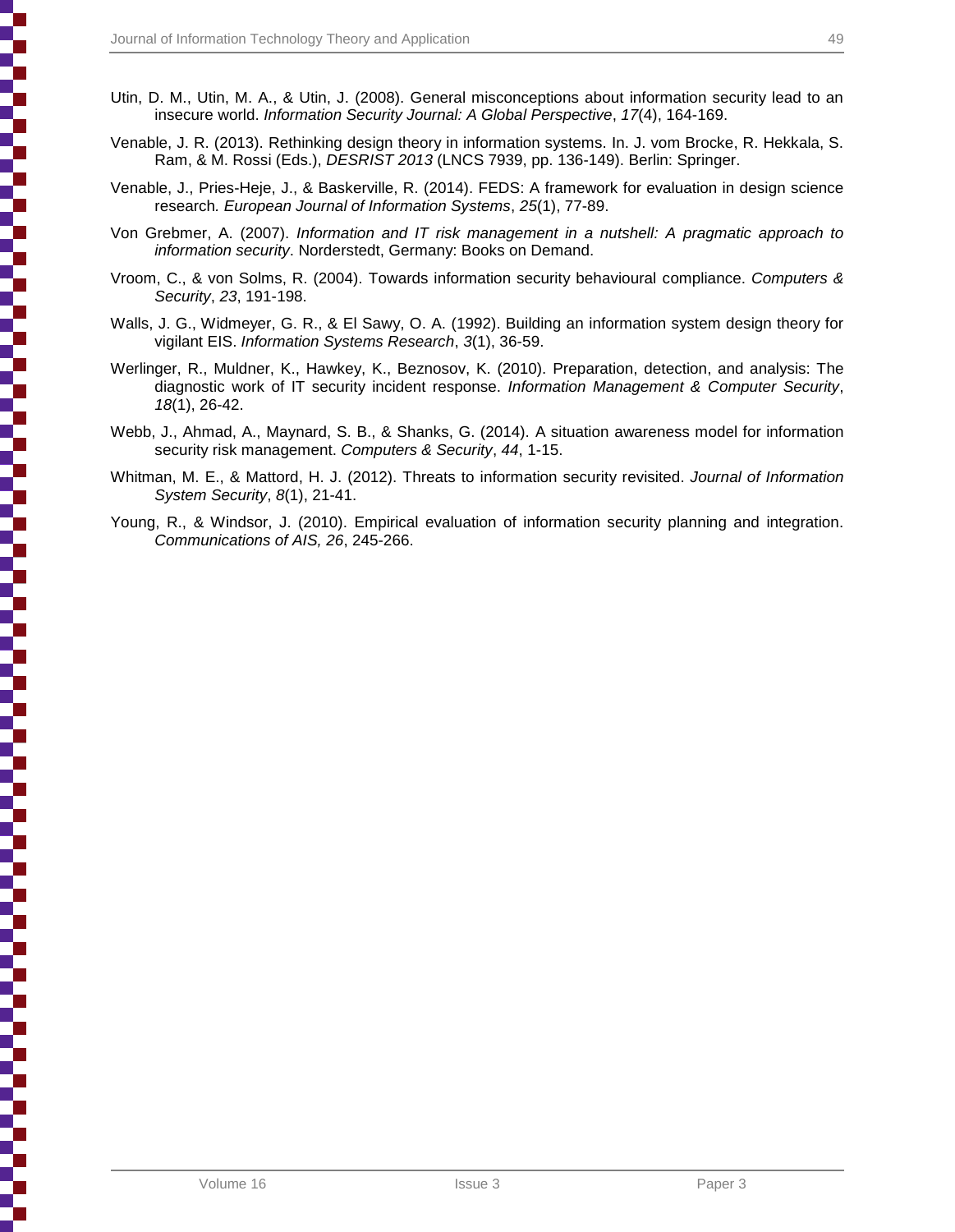Utin, D. M., Utin, M. A., & Utin, J. (2008). General misconceptions about information security lead to an insecure world. *Information Security Journal: A Global Perspective*, *17*(4), 164-169.

Venable, J. R. (2013). Rethinking design theory in information systems. In. J. vom Brocke, R. Hekkala, S. Ram, & M. Rossi (Eds.), *DESRIST 2013* (LNCS 7939, pp. 136-149). Berlin: Springer.

Venable, J., Pries-Heje, J., & Baskerville, R. (2014). FEDS: A framework for evaluation in design science research*. European Journal of Information Systems*, *25*(1), 77-89.

Von Grebmer, A. (2007). *Information and IT risk management in a nutshell: A pragmatic approach to information security*. Norderstedt, Germany: Books on Demand.

Vroom, C., & von Solms, R. (2004). Towards information security behavioural compliance. *Computers & Security*, *23*, 191-198.

Walls, J. G., Widmeyer, G. R., & El Sawy, O. A. (1992). Building an information system design theory for vigilant EIS. *Information Systems Research*, *3*(1), 36-59.

Werlinger, R., Muldner, K., Hawkey, K., Beznosov, K. (2010). Preparation, detection, and analysis: The diagnostic work of IT security incident response. *Information Management & Computer Security*, *18*(1), 26-42.

Webb, J., Ahmad, A., Maynard, S. B., & Shanks, G. (2014). A situation awareness model for information security risk management. *Computers & Security*, *44*, 1-15.

Whitman, M. E., & Mattord, H. J. (2012). Threats to information security revisited. *Journal of Information System Security*, *8*(1), 21-41.

Young, R., & Windsor, J. (2010). Empirical evaluation of information security planning and integration. *Communications of AIS, 26*, 245-266.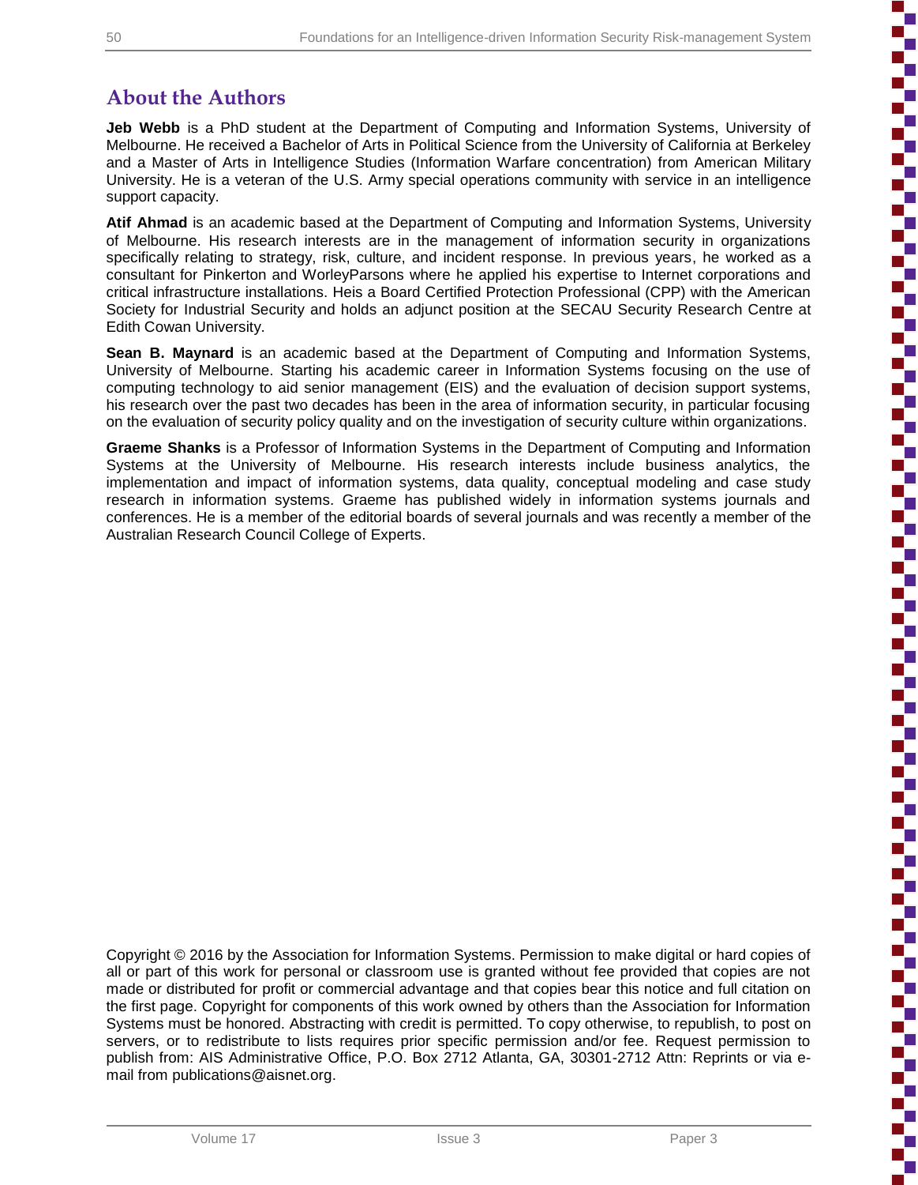## About the Authors

**Jeb Webb** is a PhD student at the Department of Computing and Information Systems, University of Melbourne. He received a Bachelor of Arts in Political Science from the University of California at Berkeley and a Master of Arts in Intelligence Studies (Information Warfare concentration) from American Military University. He is a veteran of the U.S. Army special operations community with service in an intelligence support capacity.

**Atif Ahmad** is an academic based at the Department of Computing and Information Systems, University of Melbourne. His research interests are in the management of information security in organizations specifically relating to strategy, risk, culture, and incident response. In previous years, he worked as a consultant for Pinkerton and WorleyParsons where he applied his expertise to Internet corporations and critical infrastructure installations. Heis a Board Certified Protection Professional (CPP) with the American Society for Industrial Security and holds an adjunct position at the SECAU Security Research Centre at Edith Cowan University.

**Sean B. Maynard** is an academic based at the Department of Computing and Information Systems, University of Melbourne. Starting his academic career in Information Systems focusing on the use of computing technology to aid senior management (EIS) and the evaluation of decision support systems, his research over the past two decades has been in the area of information security, in particular focusing on the evaluation of security policy quality and on the investigation of security culture within organizations.

**Graeme Shanks** is a Professor of Information Systems in the Department of Computing and Information Systems at the University of Melbourne. His research interests include business analytics, the implementation and impact of information systems, data quality, conceptual modeling and case study research in information systems. Graeme has published widely in information systems journals and conferences. He is a member of the editorial boards of several journals and was recently a member of the Australian Research Council College of Experts.

Copyright © 2016 by the Association for Information Systems. Permission to make digital or hard copies of all or part of this work for personal or classroom use is granted without fee provided that copies are not made or distributed for profit or commercial advantage and that copies bear this notice and full citation on the first page. Copyright for components of this work owned by others than the Association for Information Systems must be honored. Abstracting with credit is permitted. To copy otherwise, to republish, to post on servers, or to redistribute to lists requires prior specific permission and/or fee. Request permission to publish from: AIS Administrative Office, P.O. Box 2712 Atlanta, GA, 30301-2712 Attn: Reprints or via e-mail from publications@aisnet.org.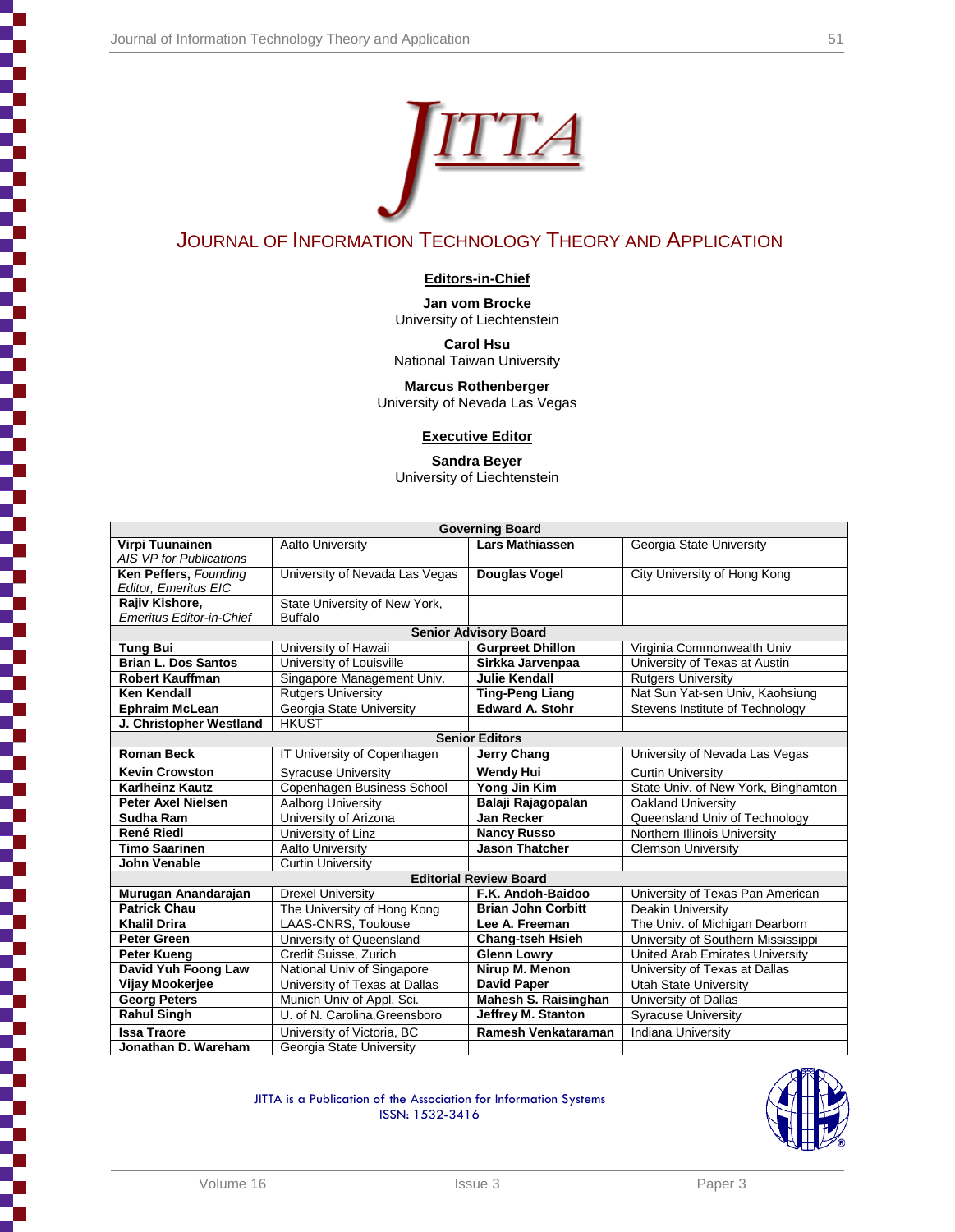# JOURNAL OF INFORMATION TECHNOLOGY THEORY AND APPLICATION

**Editors-in-Chief**

**Jan vom Brocke**
University of Liechtenstein

**Carol Hsu**
National Taiwan University

**Marcus Rothenberger**
University of Nevada Las Vegas

**Executive Editor**

**Sandra Beyer**
University of Liechtenstein

| | | | |
|---|---|---|---|
| **Governing Board** | | | |
| **Virpi Tuunainen** *AIS VP for Publications* | Aalto University | **Lars Mathiassen** | Georgia State University |
| **Ken Peffers,** *Founding Editor, Emeritus EIC* | University of Nevada Las Vegas | **Douglas Vogel** | City University of Hong Kong |
| **Rajiv Kishore,** *Emeritus Editor-in-Chief* | State University of New York, Buffalo | | |
| **Senior Advisory Board** | | | |
| **Tung Bui** | University of Hawaii | **Gurpreet Dhillon** | Virginia Commonwealth Univ |
| **Brian L. Dos Santos** | University of Louisville | **Sirkka Jarvenpaa** | University of Texas at Austin |
| **Robert Kauffman** | Singapore Management Univ. | **Julie Kendall** | Rutgers University |
| **Ken Kendall** | Rutgers University | **Ting-Peng Liang** | Nat Sun Yat-sen Univ, Kaohsiung |
| **Ephraim McLean** | Georgia State University | **Edward A. Stohr** | Stevens Institute of Technology |
| **J. Christopher Westland** | HKUST | | |
| **Senior Editors** | | | |
| **Roman Beck** | IT University of Copenhagen | **Jerry Chang** | University of Nevada Las Vegas |
| **Kevin Crowston** | Syracuse University | **Wendy Hui** | Curtin University |
| **Karlheinz Kautz** | Copenhagen Business School | **Yong Jin Kim** | State Univ. of New York, Binghamton |
| **Peter Axel Nielsen** | Aalborg University | **Balaji Rajagopalan** | Oakland University |
| **Sudha Ram** | University of Arizona | **Jan Recker** | Queensland Univ of Technology |
| **René Riedl** | University of Linz | **Nancy Russo** | Northern Illinois University |
| **Timo Saarinen** | Aalto University | **Jason Thatcher** | Clemson University |
| **John Venable** | Curtin University | | |
| **Editorial Review Board** | | | |
| **Murugan Anandarajan** | Drexel University | **F.K. Andoh-Baidoo** | University of Texas Pan American |
| **Patrick Chau** | The University of Hong Kong | **Brian John Corbitt** | Deakin University |
| **Khalil Drira** | LAAS-CNRS, Toulouse | **Lee A. Freeman** | The Univ. of Michigan Dearborn |
| **Peter Green** | University of Queensland | **Chang-tseh Hsieh** | University of Southern Mississippi |
| **Peter Kueng** | Credit Suisse, Zurich | **Glenn Lowry** | United Arab Emirates University |
| **David Yuh Foong Law** | National Univ of Singapore | **Nirup M. Menon** | University of Texas at Dallas |
| **Vijay Mookerjee** | University of Texas at Dallas | **David Paper** | Utah State University |
| **Georg Peters** | Munich Univ of Appl. Sci. | **Mahesh S. Raisinghan** | University of Dallas |
| **Rahul Singh** | U. of N. Carolina,Greensboro | **Jeffrey M. Stanton** | Syracuse University |
| **Issa Traore** | University of Victoria, BC | **Ramesh Venkataraman** | Indiana University |
| **Jonathan D. Wareham** | Georgia State University | | |

JITTA is a Publication of the Association for Information Systems
ISSN: 1532-3416